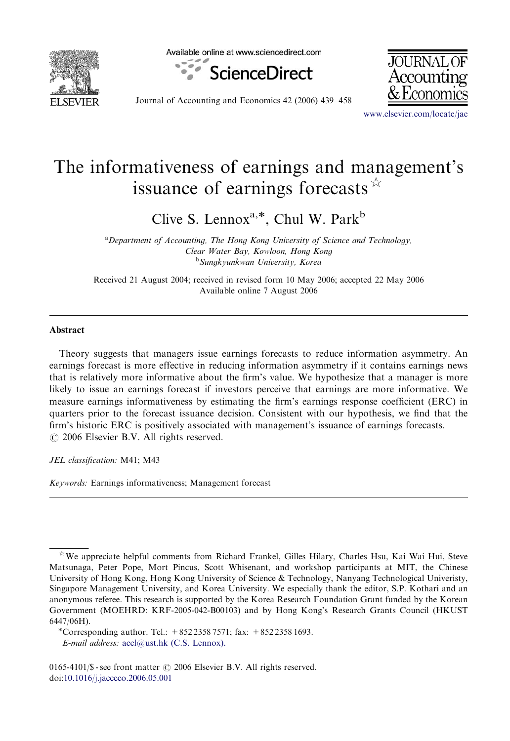# The informativeness of earnings and management's issuance of earnings forecasts ☆

Clive S. Lennox[a,*], Chul W. Park[b]

[a] *Department of Accounting, The Hong Kong University of Science and Technology, Clear Water Bay, Kowloon, Hong Kong*
[b] *Sungkyunkwan University, Korea*

Received 21 August 2004; received in revised form 10 May 2006; accepted 22 May 2006
Available online 7 August 2006

## Abstract

Theory suggests that managers issue earnings forecasts to reduce information asymmetry. An earnings forecast is more effective in reducing information asymmetry if it contains earnings news that is relatively more informative about the firm's value. We hypothesize that a manager is more likely to issue an earnings forecast if investors perceive that earnings are more informative. We measure earnings informativeness by estimating the firm's earnings response coefficient (ERC) in quarters prior to the forecast issuance decision. Consistent with our hypothesis, we find that the firm's historic ERC is positively associated with management's issuance of earnings forecasts.
© 2006 Elsevier B.V. All rights reserved.

*JEL classification:* M41; M43

*Keywords:* Earnings informativeness; Management forecast

---

☆ We appreciate helpful comments from Richard Frankel, Gilles Hilary, Charles Hsu, Kai Wai Hui, Steve Matsunaga, Peter Pope, Mort Pincus, Scott Whisenant, and workshop participants at MIT, the Chinese University of Hong Kong, Hong Kong University of Science & Technology, Nanyang Technological Univeristy, Singapore Management University, and Korea University. We especially thank the editor, S.P. Kothari and an anonymous referee. This research is supported by the Korea Research Foundation Grant funded by the Korean Government (MOEHRD: KRF-2005-042-B00103) and by Hong Kong's Research Grants Council (HKUST 6447/06H).

*Corresponding author. Tel.: +852 2358 7571; fax: +852 2358 1693.
*E-mail address:* accl@ust.hk (C.S. Lennox).

0165-4101/$ - see front matter © 2006 Elsevier B.V. All rights reserved.
doi:10.1016/j.jacceco.2006.05.001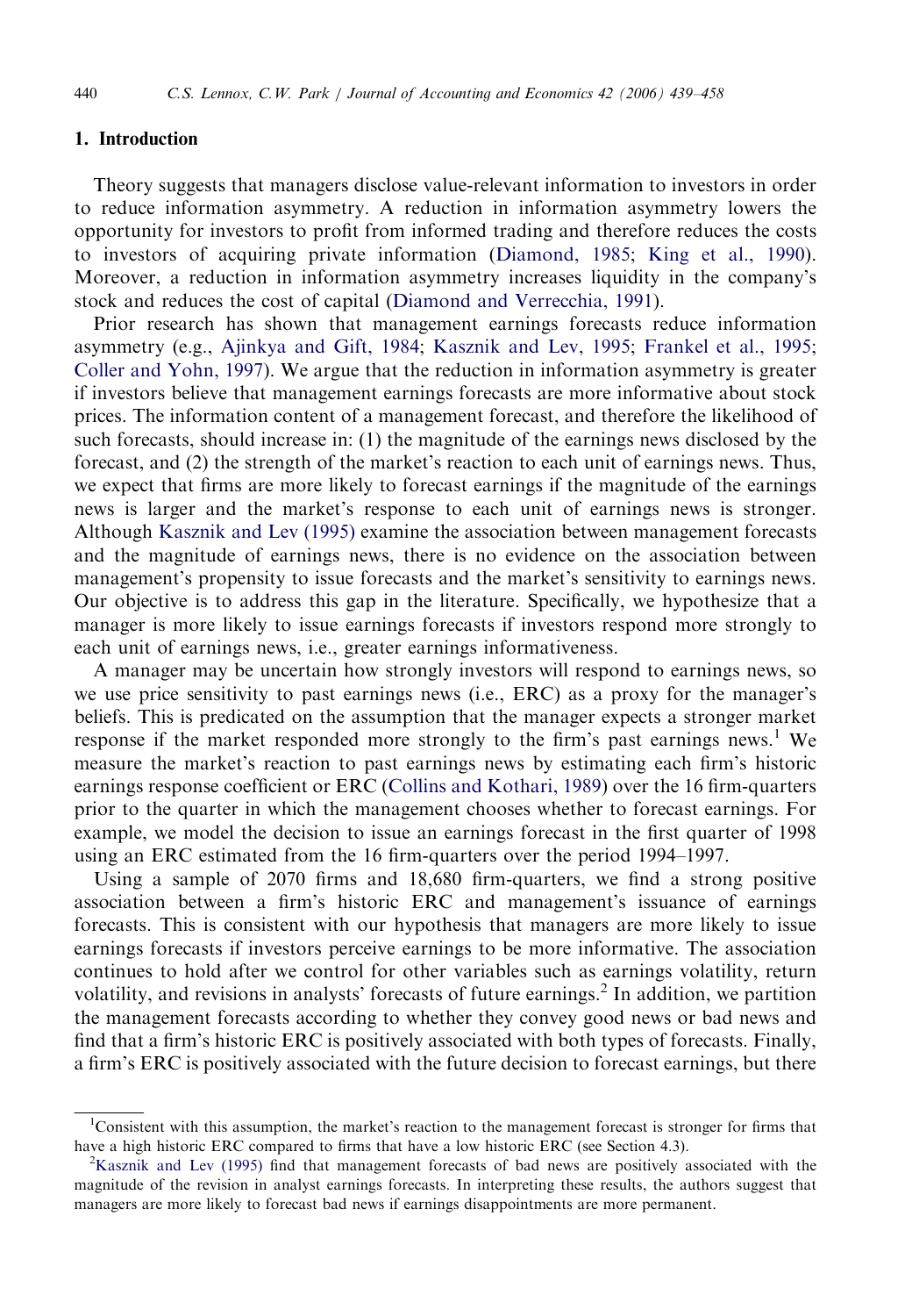## 1. Introduction

Theory suggests that managers disclose value-relevant information to investors in order to reduce information asymmetry. A reduction in information asymmetry lowers the opportunity for investors to profit from informed trading and therefore reduces the costs to investors of acquiring private information (Diamond, 1985; King et al., 1990). Moreover, a reduction in information asymmetry increases liquidity in the company's stock and reduces the cost of capital (Diamond and Verrecchia, 1991).

Prior research has shown that management earnings forecasts reduce information asymmetry (e.g., Ajinkya and Gift, 1984; Kasznik and Lev, 1995; Frankel et al., 1995; Coller and Yohn, 1997). We argue that the reduction in information asymmetry is greater if investors believe that management earnings forecasts are more informative about stock prices. The information content of a management forecast, and therefore the likelihood of such forecasts, should increase in: (1) the magnitude of the earnings news disclosed by the forecast, and (2) the strength of the market's reaction to each unit of earnings news. Thus, we expect that firms are more likely to forecast earnings if the magnitude of the earnings news is larger and the market's response to each unit of earnings news is stronger. Although Kasznik and Lev (1995) examine the association between management forecasts and the magnitude of earnings news, there is no evidence on the association between management's propensity to issue forecasts and the market's sensitivity to earnings news. Our objective is to address this gap in the literature. Specifically, we hypothesize that a manager is more likely to issue earnings forecasts if investors respond more strongly to each unit of earnings news, i.e., greater earnings informativeness.

A manager may be uncertain how strongly investors will respond to earnings news, so we use price sensitivity to past earnings news (i.e., ERC) as a proxy for the manager's beliefs. This is predicated on the assumption that the manager expects a stronger market response if the market responded more strongly to the firm's past earnings news.[1] We measure the market's reaction to past earnings news by estimating each firm's historic earnings response coefficient or ERC (Collins and Kothari, 1989) over the 16 firm-quarters prior to the quarter in which the management chooses whether to forecast earnings. For example, we model the decision to issue an earnings forecast in the first quarter of 1998 using an ERC estimated from the 16 firm-quarters over the period 1994–1997.

Using a sample of 2070 firms and 18,680 firm-quarters, we find a strong positive association between a firm's historic ERC and management's issuance of earnings forecasts. This is consistent with our hypothesis that managers are more likely to issue earnings forecasts if investors perceive earnings to be more informative. The association continues to hold after we control for other variables such as earnings volatility, return volatility, and revisions in analysts' forecasts of future earnings.[2] In addition, we partition the management forecasts according to whether they convey good news or bad news and find that a firm's historic ERC is positively associated with both types of forecasts. Finally, a firm's ERC is positively associated with the future decision to forecast earnings, but there

---

[1] Consistent with this assumption, the market's reaction to the management forecast is stronger for firms that have a high historic ERC compared to firms that have a low historic ERC (see Section 4.3).

[2] Kasznik and Lev (1995) find that management forecasts of bad news are positively associated with the magnitude of the revision in analyst earnings forecasts. In interpreting these results, the authors suggest that managers are more likely to forecast bad news if earnings disappointments are more permanent.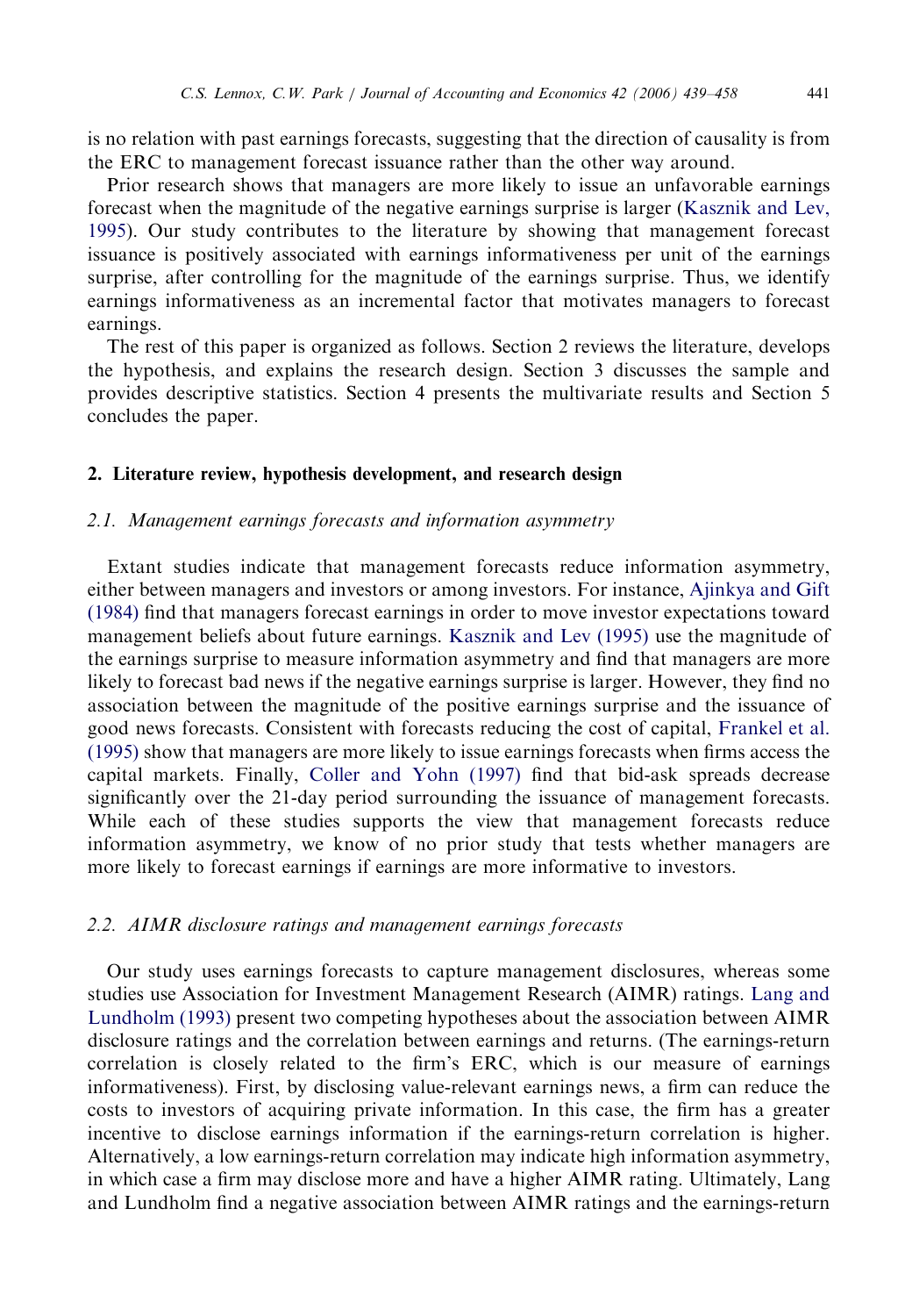is no relation with past earnings forecasts, suggesting that the direction of causality is from the ERC to management forecast issuance rather than the other way around.

Prior research shows that managers are more likely to issue an unfavorable earnings forecast when the magnitude of the negative earnings surprise is larger (Kasznik and Lev, 1995). Our study contributes to the literature by showing that management forecast issuance is positively associated with earnings informativeness per unit of the earnings surprise, after controlling for the magnitude of the earnings surprise. Thus, we identify earnings informativeness as an incremental factor that motivates managers to forecast earnings.

The rest of this paper is organized as follows. Section 2 reviews the literature, develops the hypothesis, and explains the research design. Section 3 discusses the sample and provides descriptive statistics. Section 4 presents the multivariate results and Section 5 concludes the paper.

## 2. Literature review, hypothesis development, and research design

### 2.1. Management earnings forecasts and information asymmetry

Extant studies indicate that management forecasts reduce information asymmetry, either between managers and investors or among investors. For instance, Ajinkya and Gift (1984) find that managers forecast earnings in order to move investor expectations toward management beliefs about future earnings. Kasznik and Lev (1995) use the magnitude of the earnings surprise to measure information asymmetry and find that managers are more likely to forecast bad news if the negative earnings surprise is larger. However, they find no association between the magnitude of the positive earnings surprise and the issuance of good news forecasts. Consistent with forecasts reducing the cost of capital, Frankel et al. (1995) show that managers are more likely to issue earnings forecasts when firms access the capital markets. Finally, Coller and Yohn (1997) find that bid-ask spreads decrease significantly over the 21-day period surrounding the issuance of management forecasts. While each of these studies supports the view that management forecasts reduce information asymmetry, we know of no prior study that tests whether managers are more likely to forecast earnings if earnings are more informative to investors.

### 2.2. AIMR disclosure ratings and management earnings forecasts

Our study uses earnings forecasts to capture management disclosures, whereas some studies use Association for Investment Management Research (AIMR) ratings. Lang and Lundholm (1993) present two competing hypotheses about the association between AIMR disclosure ratings and the correlation between earnings and returns. (The earnings-return correlation is closely related to the firm's ERC, which is our measure of earnings informativeness). First, by disclosing value-relevant earnings news, a firm can reduce the costs to investors of acquiring private information. In this case, the firm has a greater incentive to disclose earnings information if the earnings-return correlation is higher. Alternatively, a low earnings-return correlation may indicate high information asymmetry, in which case a firm may disclose more and have a higher AIMR rating. Ultimately, Lang and Lundholm find a negative association between AIMR ratings and the earnings-return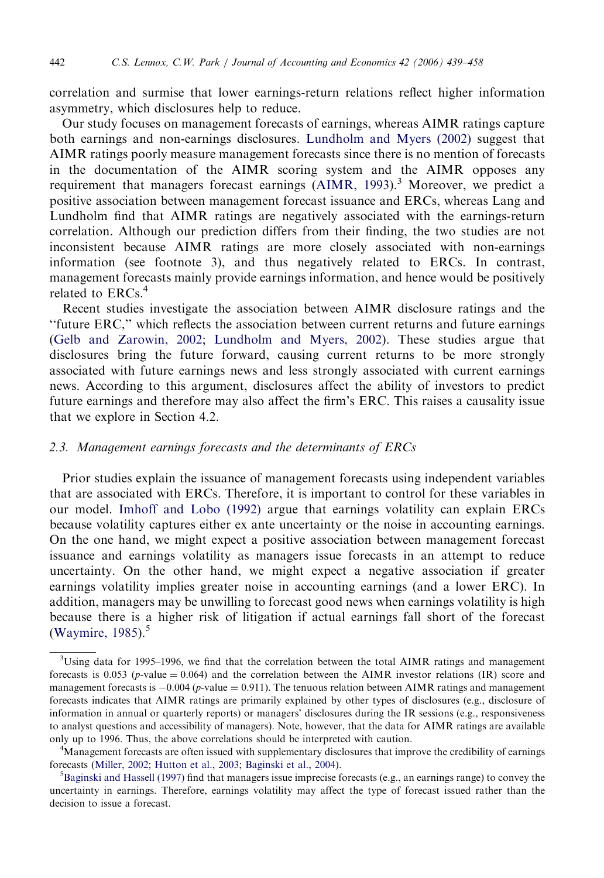correlation and surmise that lower earnings-return relations reflect higher information asymmetry, which disclosures help to reduce.

Our study focuses on management forecasts of earnings, whereas AIMR ratings capture both earnings and non-earnings disclosures. Lundholm and Myers (2002) suggest that AIMR ratings poorly measure management forecasts since there is no mention of forecasts in the documentation of the AIMR scoring system and the AIMR opposes any requirement that managers forecast earnings (AIMR, 1993).[3] Moreover, we predict a positive association between management forecast issuance and ERCs, whereas Lang and Lundholm find that AIMR ratings are negatively associated with the earnings-return correlation. Although our prediction differs from their finding, the two studies are not inconsistent because AIMR ratings are more closely associated with non-earnings information (see footnote 3), and thus negatively related to ERCs. In contrast, management forecasts mainly provide earnings information, and hence would be positively related to ERCs.[4]

Recent studies investigate the association between AIMR disclosure ratings and the "future ERC," which reflects the association between current returns and future earnings (Gelb and Zarowin, 2002; Lundholm and Myers, 2002). These studies argue that disclosures bring the future forward, causing current returns to be more strongly associated with future earnings news and less strongly associated with current earnings news. According to this argument, disclosures affect the ability of investors to predict future earnings and therefore may also affect the firm's ERC. This raises a causality issue that we explore in Section 4.2.

### 2.3. *Management earnings forecasts and the determinants of ERCs*

Prior studies explain the issuance of management forecasts using independent variables that are associated with ERCs. Therefore, it is important to control for these variables in our model. Imhoff and Lobo (1992) argue that earnings volatility can explain ERCs because volatility captures either ex ante uncertainty or the noise in accounting earnings. On the one hand, we might expect a positive association between management forecast issuance and earnings volatility as managers issue forecasts in an attempt to reduce uncertainty. On the other hand, we might expect a negative association if greater earnings volatility implies greater noise in accounting earnings (and a lower ERC). In addition, managers may be unwilling to forecast good news when earnings volatility is high because there is a higher risk of litigation if actual earnings fall short of the forecast (Waymire, 1985).[5]

---

[3] Using data for 1995–1996, we find that the correlation between the total AIMR ratings and management forecasts is 0.053 ($p$-value $= 0.064$) and the correlation between the AIMR investor relations (IR) score and management forecasts is $-0.004$ ($p$-value $= 0.911$). The tenuous relation between AIMR ratings and management forecasts indicates that AIMR ratings are primarily explained by other types of disclosures (e.g., disclosure of information in annual or quarterly reports) or managers' disclosures during the IR sessions (e.g., responsiveness to analyst questions and accessibility of managers). Note, however, that the data for AIMR ratings are available only up to 1996. Thus, the above correlations should be interpreted with caution.

[4] Management forecasts are often issued with supplementary disclosures that improve the credibility of earnings forecasts (Miller, 2002; Hutton et al., 2003; Baginski et al., 2004).

[5] Baginski and Hassell (1997) find that managers issue imprecise forecasts (e.g., an earnings range) to convey the uncertainty in earnings. Therefore, earnings volatility may affect the type of forecast issued rather than the decision to issue a forecast.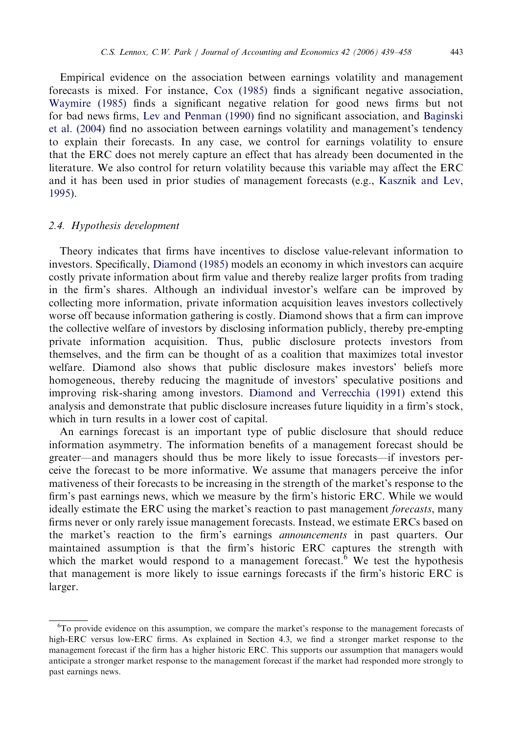Empirical evidence on the association between earnings volatility and management forecasts is mixed. For instance, Cox (1985) finds a significant negative association, Waymire (1985) finds a significant negative relation for good news firms but not for bad news firms, Lev and Penman (1990) find no significant association, and Baginski et al. (2004) find no association between earnings volatility and management's tendency to explain their forecasts. In any case, we control for earnings volatility to ensure that the ERC does not merely capture an effect that has already been documented in the literature. We also control for return volatility because this variable may affect the ERC and it has been used in prior studies of management forecasts (e.g., Kasznik and Lev, 1995).

### 2.4. Hypothesis development

Theory indicates that firms have incentives to disclose value-relevant information to investors. Specifically, Diamond (1985) models an economy in which investors can acquire costly private information about firm value and thereby realize larger profits from trading in the firm's shares. Although an individual investor's welfare can be improved by collecting more information, private information acquisition leaves investors collectively worse off because information gathering is costly. Diamond shows that a firm can improve the collective welfare of investors by disclosing information publicly, thereby pre-empting private information acquisition. Thus, public disclosure protects investors from themselves, and the firm can be thought of as a coalition that maximizes total investor welfare. Diamond also shows that public disclosure makes investors' beliefs more homogeneous, thereby reducing the magnitude of investors' speculative positions and improving risk-sharing among investors. Diamond and Verrecchia (1991) extend this analysis and demonstrate that public disclosure increases future liquidity in a firm's stock, which in turn results in a lower cost of capital.

An earnings forecast is an important type of public disclosure that should reduce information asymmetry. The information benefits of a management forecast should be greater—and managers should thus be more likely to issue forecasts—if investors perceive the forecast to be more informative. We assume that managers perceive the informativeness of their forecasts to be increasing in the strength of the market's response to the firm's past earnings news, which we measure by the firm's historic ERC. While we would ideally estimate the ERC using the market's reaction to past management *forecasts*, many firms never or only rarely issue management forecasts. Instead, we estimate ERCs based on the market's reaction to the firm's earnings *announcements* in past quarters. Our maintained assumption is that the firm's historic ERC captures the strength with which the market would respond to a management forecast.[6] We test the hypothesis that management is more likely to issue earnings forecasts if the firm's historic ERC is larger.

---

[6]To provide evidence on this assumption, we compare the market's response to the management forecasts of high-ERC versus low-ERC firms. As explained in Section 4.3, we find a stronger market response to the management forecast if the firm has a higher historic ERC. This supports our assumption that managers would anticipate a stronger market response to the management forecast if the market had responded more strongly to past earnings news.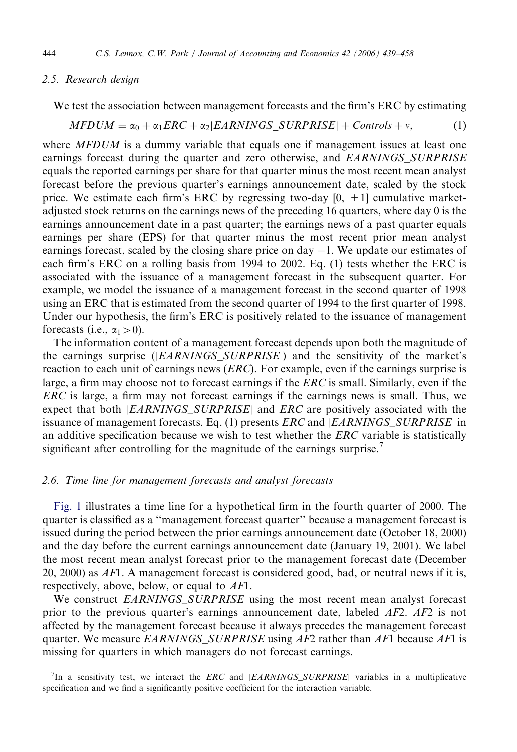### 2.5. Research design

We test the association between management forecasts and the firm's ERC by estimating

$$MFDUM = \alpha_0 + \alpha_1 ERC + \alpha_2 |EARNINGS\_SURPRISE| + Controls + v, \tag{1}$$

where *MFDUM* is a dummy variable that equals one if management issues at least one earnings forecast during the quarter and zero otherwise, and *EARNINGS_SURPRISE* equals the reported earnings per share for that quarter minus the most recent mean analyst forecast before the previous quarter's earnings announcement date, scaled by the stock price. We estimate each firm's ERC by regressing two-day [0, +1] cumulative market-adjusted stock returns on the earnings news of the preceding 16 quarters, where day 0 is the earnings announcement date in a past quarter; the earnings news of a past quarter equals earnings per share (EPS) for that quarter minus the most recent prior mean analyst earnings forecast, scaled by the closing share price on day −1. We update our estimates of each firm's ERC on a rolling basis from 1994 to 2002. Eq. (1) tests whether the ERC is associated with the issuance of a management forecast in the subsequent quarter. For example, we model the issuance of a management forecast in the second quarter of 1998 using an ERC that is estimated from the second quarter of 1994 to the first quarter of 1998. Under our hypothesis, the firm's ERC is positively related to the issuance of management forecasts (i.e., $\alpha_1 > 0$).

The information content of a management forecast depends upon both the magnitude of the earnings surprise (|*EARNINGS_SURPRISE*|) and the sensitivity of the market's reaction to each unit of earnings news (*ERC*). For example, even if the earnings surprise is large, a firm may choose not to forecast earnings if the *ERC* is small. Similarly, even if the *ERC* is large, a firm may not forecast earnings if the earnings news is small. Thus, we expect that both |*EARNINGS_SURPRISE*| and *ERC* are positively associated with the issuance of management forecasts. Eq. (1) presents *ERC* and |*EARNINGS_SURPRISE*| in an additive specification because we wish to test whether the *ERC* variable is statistically significant after controlling for the magnitude of the earnings surprise.[7]

### 2.6. Time line for management forecasts and analyst forecasts

Fig. 1 illustrates a time line for a hypothetical firm in the fourth quarter of 2000. The quarter is classified as a "management forecast quarter" because a management forecast is issued during the period between the prior earnings announcement date (October 18, 2000) and the day before the current earnings announcement date (January 19, 2001). We label the most recent mean analyst forecast prior to the management forecast date (December 20, 2000) as *AF*1. A management forecast is considered good, bad, or neutral news if it is, respectively, above, below, or equal to *AF*1.

We construct *EARNINGS_SURPRISE* using the most recent mean analyst forecast prior to the previous quarter's earnings announcement date, labeled *AF*2. *AF*2 is not affected by the management forecast because it always precedes the management forecast quarter. We measure *EARNINGS_SURPRISE* using *AF*2 rather than *AF*1 because *AF*1 is missing for quarters in which managers do not forecast earnings.

[7] In a sensitivity test, we interact the *ERC* and |*EARNINGS_SURPRISE*| variables in a multiplicative specification and we find a significantly positive coefficient for the interaction variable.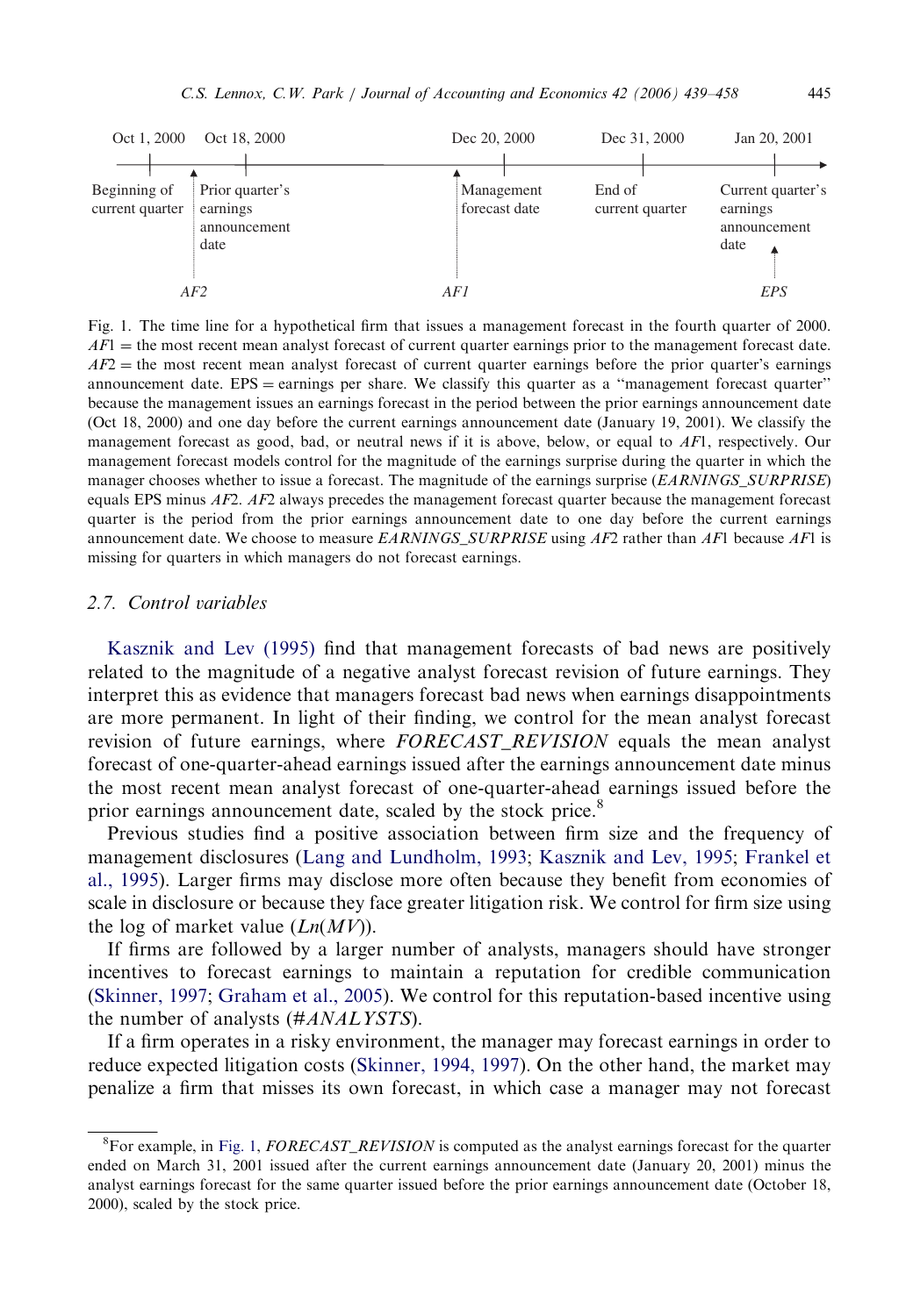Oct 1, 2000 — Beginning of current quarter
Oct 18, 2000 — Prior quarter's earnings announcement date (AF2)
Dec 20, 2000 — Management forecast date (AF1)
Dec 31, 2000 — End of current quarter
Jan 20, 2001 — Current quarter's earnings announcement date (EPS)

Fig. 1. The time line for a hypothetical firm that issues a management forecast in the fourth quarter of 2000. *AF*1 = the most recent mean analyst forecast of current quarter earnings prior to the management forecast date. *AF*2 = the most recent mean analyst forecast of current quarter earnings before the prior quarter's earnings announcement date. EPS = earnings per share. We classify this quarter as a "management forecast quarter" because the management issues an earnings forecast in the period between the prior earnings announcement date (Oct 18, 2000) and one day before the current earnings announcement date (January 19, 2001). We classify the management forecast as good, bad, or neutral news if it is above, below, or equal to *AF*1, respectively. Our management forecast models control for the magnitude of the earnings surprise during the quarter in which the manager chooses whether to issue a forecast. The magnitude of the earnings surprise (*EARNINGS_SURPRISE*) equals EPS minus *AF*2. *AF*2 always precedes the management forecast quarter because the management forecast quarter is the period from the prior earnings announcement date to one day before the current earnings announcement date. We choose to measure *EARNINGS_SURPRISE* using *AF*2 rather than *AF*1 because *AF*1 is missing for quarters in which managers do not forecast earnings.

### 2.7. Control variables

Kasznik and Lev (1995) find that management forecasts of bad news are positively related to the magnitude of a negative analyst forecast revision of future earnings. They interpret this as evidence that managers forecast bad news when earnings disappointments are more permanent. In light of their finding, we control for the mean analyst forecast revision of future earnings, where *FORECAST_REVISION* equals the mean analyst forecast of one-quarter-ahead earnings issued after the earnings announcement date minus the most recent mean analyst forecast of one-quarter-ahead earnings issued before the prior earnings announcement date, scaled by the stock price.[8]

Previous studies find a positive association between firm size and the frequency of management disclosures (Lang and Lundholm, 1993; Kasznik and Lev, 1995; Frankel et al., 1995). Larger firms may disclose more often because they benefit from economies of scale in disclosure or because they face greater litigation risk. We control for firm size using the log of market value (*Ln*(*MV*)).

If firms are followed by a larger number of analysts, managers should have stronger incentives to forecast earnings to maintain a reputation for credible communication (Skinner, 1997; Graham et al., 2005). We control for this reputation-based incentive using the number of analysts (*#ANALYSTS*).

If a firm operates in a risky environment, the manager may forecast earnings in order to reduce expected litigation costs (Skinner, 1994, 1997). On the other hand, the market may penalize a firm that misses its own forecast, in which case a manager may not forecast

[8]For example, in Fig. 1, *FORECAST_REVISION* is computed as the analyst earnings forecast for the quarter ended on March 31, 2001 issued after the current earnings announcement date (January 20, 2001) minus the analyst earnings forecast for the same quarter issued before the prior earnings announcement date (October 18, 2000), scaled by the stock price.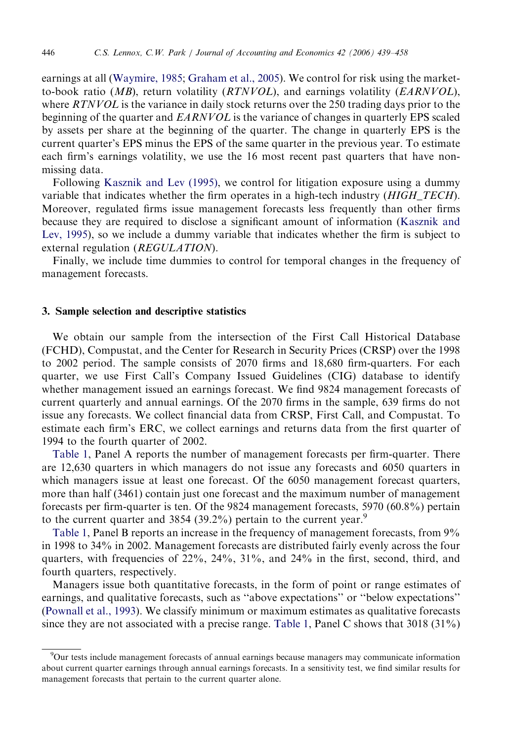earnings at all (Waymire, 1985; Graham et al., 2005). We control for risk using the market-to-book ratio (*MB*), return volatility (*RTNVOL*), and earnings volatility (*EARNVOL*), where *RTNVOL* is the variance in daily stock returns over the 250 trading days prior to the beginning of the quarter and *EARNVOL* is the variance of changes in quarterly EPS scaled by assets per share at the beginning of the quarter. The change in quarterly EPS is the current quarter's EPS minus the EPS of the same quarter in the previous year. To estimate each firm's earnings volatility, we use the 16 most recent past quarters that have non-missing data.

Following Kasznik and Lev (1995), we control for litigation exposure using a dummy variable that indicates whether the firm operates in a high-tech industry (*HIGH_TECH*). Moreover, regulated firms issue management forecasts less frequently than other firms because they are required to disclose a significant amount of information (Kasznik and Lev, 1995), so we include a dummy variable that indicates whether the firm is subject to external regulation (*REGULATION*).

Finally, we include time dummies to control for temporal changes in the frequency of management forecasts.

## 3. Sample selection and descriptive statistics

We obtain our sample from the intersection of the First Call Historical Database (FCHD), Compustat, and the Center for Research in Security Prices (CRSP) over the 1998 to 2002 period. The sample consists of 2070 firms and 18,680 firm-quarters. For each quarter, we use First Call's Company Issued Guidelines (CIG) database to identify whether management issued an earnings forecast. We find 9824 management forecasts of current quarterly and annual earnings. Of the 2070 firms in the sample, 639 firms do not issue any forecasts. We collect financial data from CRSP, First Call, and Compustat. To estimate each firm's ERC, we collect earnings and returns data from the first quarter of 1994 to the fourth quarter of 2002.

Table 1, Panel A reports the number of management forecasts per firm-quarter. There are 12,630 quarters in which managers do not issue any forecasts and 6050 quarters in which managers issue at least one forecast. Of the 6050 management forecast quarters, more than half (3461) contain just one forecast and the maximum number of management forecasts per firm-quarter is ten. Of the 9824 management forecasts, 5970 (60.8%) pertain to the current quarter and 3854 (39.2%) pertain to the current year.[9]

Table 1, Panel B reports an increase in the frequency of management forecasts, from 9% in 1998 to 34% in 2002. Management forecasts are distributed fairly evenly across the four quarters, with frequencies of 22%, 24%, 31%, and 24% in the first, second, third, and fourth quarters, respectively.

Managers issue both quantitative forecasts, in the form of point or range estimates of earnings, and qualitative forecasts, such as "above expectations" or "below expectations" (Pownall et al., 1993). We classify minimum or maximum estimates as qualitative forecasts since they are not associated with a precise range. Table 1, Panel C shows that 3018 (31%)

[9] Our tests include management forecasts of annual earnings because managers may communicate information about current quarter earnings through annual earnings forecasts. In a sensitivity test, we find similar results for management forecasts that pertain to the current quarter alone.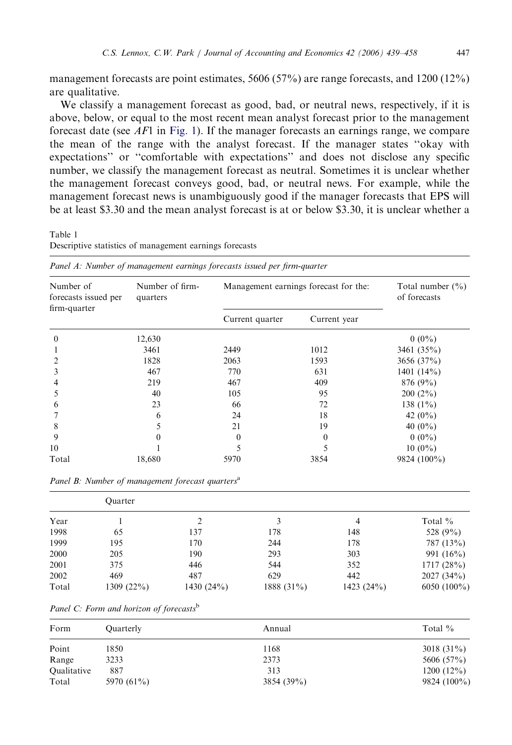management forecasts are point estimates, 5606 (57%) are range forecasts, and 1200 (12%) are qualitative.

We classify a management forecast as good, bad, or neutral news, respectively, if it is above, below, or equal to the most recent mean analyst forecast prior to the management forecast date (see *AF*1 in Fig. 1). If the manager forecasts an earnings range, we compare the mean of the range with the analyst forecast. If the manager states ''okay with expectations'' or ''comfortable with expectations'' and does not disclose any specific number, we classify the management forecast as neutral. Sometimes it is unclear whether the management forecast conveys good, bad, or neutral news. For example, while the management forecast news is unambiguously good if the manager forecasts that EPS will be at least $3.30 and the mean analyst forecast is at or below $3.30, it is unclear whether a

Table 1
Descriptive statistics of management earnings forecasts

*Panel A: Number of management earnings forecasts issued per firm-quarter*

| Number of forecasts issued per firm-quarter | Number of firm-quarters | Management earnings forecast for the: | | Total number (%) of forecasts |
|---|---|---|---|---|
| | | Current quarter | Current year | |
| 0 | 12,630 | | | 0 (0%) |
| 1 | 3461 | 2449 | 1012 | 3461 (35%) |
| 2 | 1828 | 2063 | 1593 | 3656 (37%) |
| 3 | 467 | 770 | 631 | 1401 (14%) |
| 4 | 219 | 467 | 409 | 876 (9%) |
| 5 | 40 | 105 | 95 | 200 (2%) |
| 6 | 23 | 66 | 72 | 138 (1%) |
| 7 | 6 | 24 | 18 | 42 (0%) |
| 8 | 5 | 21 | 19 | 40 (0%) |
| 9 | 0 | 0 | 0 | 0 (0%) |
| 10 | 1 | 5 | 5 | 10 (0%) |
| Total | 18,680 | 5970 | 3854 | 9824 (100%) |

*Panel B: Number of management forecast quarters*[a]

| | Quarter | | | | |
|---|---|---|---|---|---|
| Year | 1 | 2 | 3 | 4 | Total % |
| 1998 | 65 | 137 | 178 | 148 | 528 (9%) |
| 1999 | 195 | 170 | 244 | 178 | 787 (13%) |
| 2000 | 205 | 190 | 293 | 303 | 991 (16%) |
| 2001 | 375 | 446 | 544 | 352 | 1717 (28%) |
| 2002 | 469 | 487 | 629 | 442 | 2027 (34%) |
| Total | 1309 (22%) | 1430 (24%) | 1888 (31%) | 1423 (24%) | 6050 (100%) |

*Panel C: Form and horizon of forecasts*[b]

| Form | Quarterly | Annual | Total % |
|---|---|---|---|
| Point | 1850 | 1168 | 3018 (31%) |
| Range | 3233 | 2373 | 5606 (57%) |
| Qualitative | 887 | 313 | 1200 (12%) |
| Total | 5970 (61%) | 3854 (39%) | 9824 (100%) |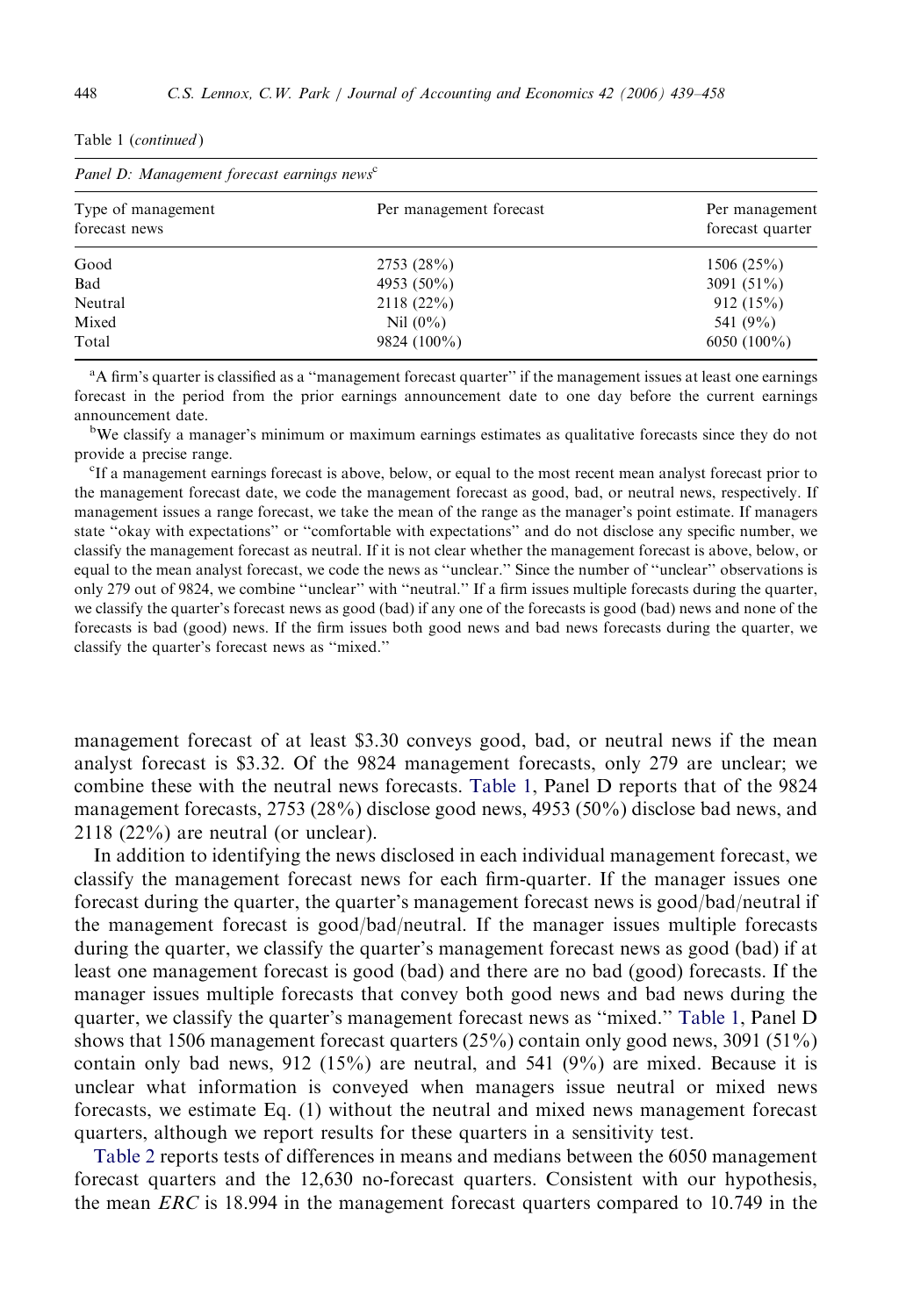Table 1 (*continued*)

*Panel D: Management forecast earnings news*[c]

| Type of management forecast news | Per management forecast | Per management forecast quarter |
|---|---|---|
| Good | 2753 (28%) | 1506 (25%) |
| Bad | 4953 (50%) | 3091 (51%) |
| Neutral | 2118 (22%) | 912 (15%) |
| Mixed | Nil (0%) | 541 (9%) |
| Total | 9824 (100%) | 6050 (100%) |

[a]A firm's quarter is classified as a "management forecast quarter" if the management issues at least one earnings forecast in the period from the prior earnings announcement date to one day before the current earnings announcement date.

[b]We classify a manager's minimum or maximum earnings estimates as qualitative forecasts since they do not provide a precise range.

[c]If a management earnings forecast is above, below, or equal to the most recent mean analyst forecast prior to the management forecast date, we code the management forecast as good, bad, or neutral news, respectively. If management issues a range forecast, we take the mean of the range as the manager's point estimate. If managers state "okay with expectations" or "comfortable with expectations" and do not disclose any specific number, we classify the management forecast as neutral. If it is not clear whether the management forecast is above, below, or equal to the mean analyst forecast, we code the news as "unclear." Since the number of "unclear" observations is only 279 out of 9824, we combine "unclear" with "neutral." If a firm issues multiple forecasts during the quarter, we classify the quarter's forecast news as good (bad) if any one of the forecasts is good (bad) news and none of the forecasts is bad (good) news. If the firm issues both good news and bad news forecasts during the quarter, we classify the quarter's forecast news as "mixed."

management forecast of at least \$3.30 conveys good, bad, or neutral news if the mean analyst forecast is \$3.32. Of the 9824 management forecasts, only 279 are unclear; we combine these with the neutral news forecasts. Table 1, Panel D reports that of the 9824 management forecasts, 2753 (28%) disclose good news, 4953 (50%) disclose bad news, and 2118 (22%) are neutral (or unclear).

In addition to identifying the news disclosed in each individual management forecast, we classify the management forecast news for each firm-quarter. If the manager issues one forecast during the quarter, the quarter's management forecast news is good/bad/neutral if the management forecast is good/bad/neutral. If the manager issues multiple forecasts during the quarter, we classify the quarter's management forecast news as good (bad) if at least one management forecast is good (bad) and there are no bad (good) forecasts. If the manager issues multiple forecasts that convey both good news and bad news during the quarter, we classify the quarter's management forecast news as "mixed." Table 1, Panel D shows that 1506 management forecast quarters (25%) contain only good news, 3091 (51%) contain only bad news, 912 (15%) are neutral, and 541 (9%) are mixed. Because it is unclear what information is conveyed when managers issue neutral or mixed news forecasts, we estimate Eq. (1) without the neutral and mixed news management forecast quarters, although we report results for these quarters in a sensitivity test.

Table 2 reports tests of differences in means and medians between the 6050 management forecast quarters and the 12,630 no-forecast quarters. Consistent with our hypothesis, the mean *ERC* is 18.994 in the management forecast quarters compared to 10.749 in the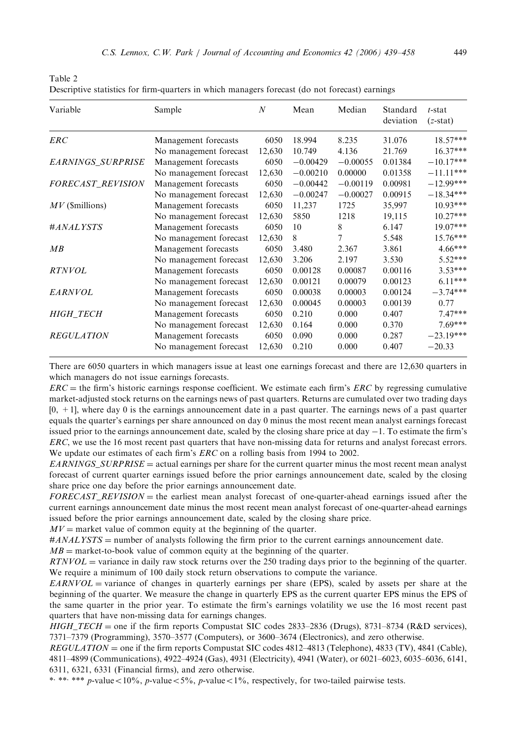Table 2
Descriptive statistics for firm-quarters in which managers forecast (do not forecast) earnings

| Variable | Sample | $N$ | Mean | Median | Standard deviation | $t$-stat ($z$-stat) |
|---|---|---|---|---|---|---|
| *ERC* | Management forecasts | 6050 | 18.994 | 8.235 | 31.076 | 18.57*** |
| | No management forecast | 12,630 | 10.749 | 4.136 | 21.769 | 16.37*** |
| *EARNINGS_SURPRISE* | Management forecasts | 6050 | −0.00429 | −0.00055 | 0.01384 | −10.17*** |
| | No management forecast | 12,630 | −0.00210 | 0.00000 | 0.01358 | −11.11*** |
| *FORECAST_REVISION* | Management forecasts | 6050 | −0.00442 | −0.00119 | 0.00981 | −12.99*** |
| | No management forecast | 12,630 | −0.00247 | −0.00027 | 0.00915 | −18.34*** |
| *MV* ($millions) | Management forecasts | 6050 | 11,237 | 1725 | 35,997 | 10.93*** |
| | No management forecast | 12,630 | 5850 | 1218 | 19,115 | 10.27*** |
| *#ANALYSTS* | Management forecasts | 6050 | 10 | 8 | 6.147 | 19.07*** |
| | No management forecast | 12,630 | 8 | 7 | 5.548 | 15.76*** |
| *MB* | Management forecasts | 6050 | 3.480 | 2.367 | 3.861 | 4.66*** |
| | No management forecast | 12,630 | 3.206 | 2.197 | 3.530 | 5.52*** |
| *RTNVOL* | Management forecasts | 6050 | 0.00128 | 0.00087 | 0.00116 | 3.53*** |
| | No management forecast | 12,630 | 0.00121 | 0.00079 | 0.00123 | 6.11*** |
| *EARNVOL* | Management forecasts | 6050 | 0.00038 | 0.00003 | 0.00124 | −3.74*** |
| | No management forecast | 12,630 | 0.00045 | 0.00003 | 0.00139 | 0.77 |
| *HIGH_TECH* | Management forecasts | 6050 | 0.210 | 0.000 | 0.407 | 7.47*** |
| | No management forecast | 12,630 | 0.164 | 0.000 | 0.370 | 7.69*** |
| *REGULATION* | Management forecasts | 6050 | 0.090 | 0.000 | 0.287 | −23.19*** |
| | No management forecast | 12,630 | 0.210 | 0.000 | 0.407 | −20.33 |

There are 6050 quarters in which managers issue at least one earnings forecast and there are 12,630 quarters in which managers do not issue earnings forecasts.

*ERC* = the firm's historic earnings response coefficient. We estimate each firm's *ERC* by regressing cumulative market-adjusted stock returns on the earnings news of past quarters. Returns are cumulated over two trading days [0, +1], where day 0 is the earnings announcement date in a past quarter. The earnings news of a past quarter equals the quarter's earnings per share announced on day 0 minus the most recent mean analyst earnings forecast issued prior to the earnings announcement date, scaled by the closing share price at day −1. To estimate the firm's *ERC*, we use the 16 most recent past quarters that have non-missing data for returns and analyst forecast errors. We update our estimates of each firm's *ERC* on a rolling basis from 1994 to 2002.

*EARNINGS_SURPRISE* = actual earnings per share for the current quarter minus the most recent mean analyst forecast of current quarter earnings issued before the prior earnings announcement date, scaled by the closing share price one day before the prior earnings announcement date.

*FORECAST_REVISION* = the earliest mean analyst forecast of one-quarter-ahead earnings issued after the current earnings announcement date minus the most recent mean analyst forecast of one-quarter-ahead earnings issued before the prior earnings announcement date, scaled by the closing share price.

*MV* = market value of common equity at the beginning of the quarter.

*#ANALYSTS* = number of analysts following the firm prior to the current earnings announcement date.

*MB* = market-to-book value of common equity at the beginning of the quarter.

*RTNVOL* = variance in daily raw stock returns over the 250 trading days prior to the beginning of the quarter. We require a minimum of 100 daily stock return observations to compute the variance.

*EARNVOL* = variance of changes in quarterly earnings per share (EPS), scaled by assets per share at the beginning of the quarter. We measure the change in quarterly EPS as the current quarter EPS minus the EPS of the same quarter in the prior year. To estimate the firm's earnings volatility we use the 16 most recent past quarters that have non-missing data for earnings changes.

*HIGH_TECH* = one if the firm reports Compustat SIC codes 2833–2836 (Drugs), 8731–8734 (R&D services), 7371–7379 (Programming), 3570–3577 (Computers), or 3600–3674 (Electronics), and zero otherwise.

*REGULATION* = one if the firm reports Compustat SIC codes 4812–4813 (Telephone), 4833 (TV), 4841 (Cable), 4811–4899 (Communications), 4922–4924 (Gas), 4931 (Electricity), 4941 (Water), or 6021–6023, 6035–6036, 6141, 6311, 6321, 6331 (Financial firms), and zero otherwise.

*, **, *** $p$-value < 10%, $p$-value < 5%, $p$-value < 1%, respectively, for two-tailed pairwise tests.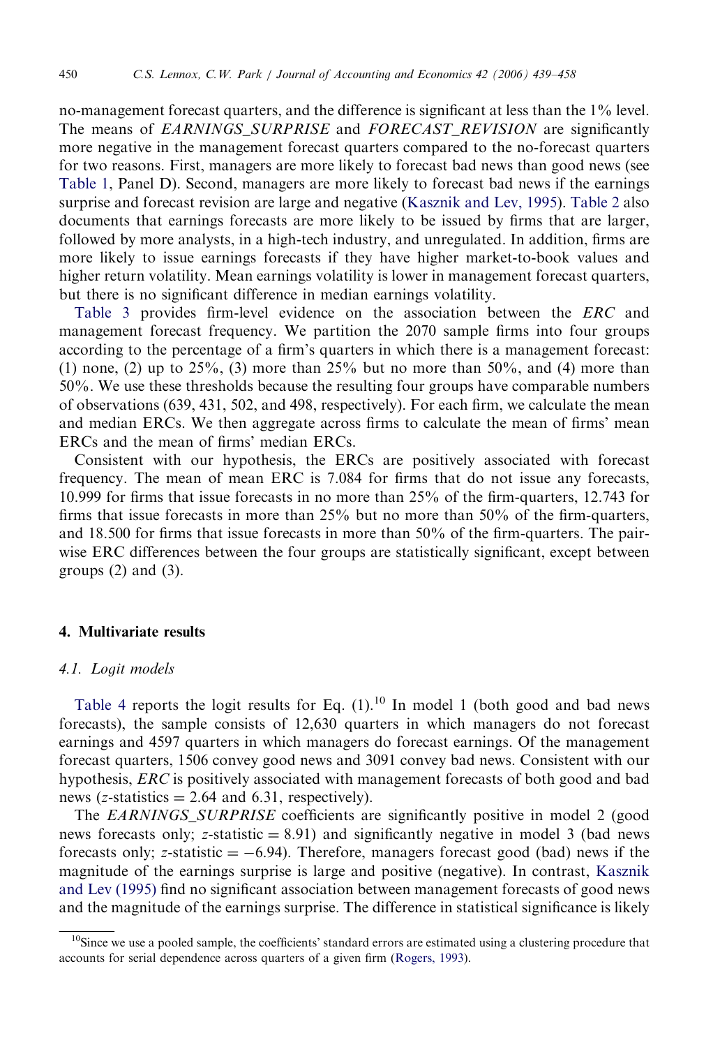no-management forecast quarters, and the difference is significant at less than the 1% level. The means of *EARNINGS_SURPRISE* and *FORECAST_REVISION* are significantly more negative in the management forecast quarters compared to the no-forecast quarters for two reasons. First, managers are more likely to forecast bad news than good news (see Table 1, Panel D). Second, managers are more likely to forecast bad news if the earnings surprise and forecast revision are large and negative (Kasznik and Lev, 1995). Table 2 also documents that earnings forecasts are more likely to be issued by firms that are larger, followed by more analysts, in a high-tech industry, and unregulated. In addition, firms are more likely to issue earnings forecasts if they have higher market-to-book values and higher return volatility. Mean earnings volatility is lower in management forecast quarters, but there is no significant difference in median earnings volatility.

Table 3 provides firm-level evidence on the association between the *ERC* and management forecast frequency. We partition the 2070 sample firms into four groups according to the percentage of a firm's quarters in which there is a management forecast: (1) none, (2) up to 25%, (3) more than 25% but no more than 50%, and (4) more than 50%. We use these thresholds because the resulting four groups have comparable numbers of observations (639, 431, 502, and 498, respectively). For each firm, we calculate the mean and median ERCs. We then aggregate across firms to calculate the mean of firms' mean ERCs and the mean of firms' median ERCs.

Consistent with our hypothesis, the ERCs are positively associated with forecast frequency. The mean of mean ERC is 7.084 for firms that do not issue any forecasts, 10.999 for firms that issue forecasts in no more than 25% of the firm-quarters, 12.743 for firms that issue forecasts in more than 25% but no more than 50% of the firm-quarters, and 18.500 for firms that issue forecasts in more than 50% of the firm-quarters. The pair-wise ERC differences between the four groups are statistically significant, except between groups (2) and (3).

## 4. Multivariate results

### 4.1. Logit models

Table 4 reports the logit results for Eq. (1).[10] In model 1 (both good and bad news forecasts), the sample consists of 12,630 quarters in which managers do not forecast earnings and 4597 quarters in which managers do forecast earnings. Of the management forecast quarters, 1506 convey good news and 3091 convey bad news. Consistent with our hypothesis, *ERC* is positively associated with management forecasts of both good and bad news ($z$-statistics = 2.64 and 6.31, respectively).

The *EARNINGS_SURPRISE* coefficients are significantly positive in model 2 (good news forecasts only; $z$-statistic = 8.91) and significantly negative in model 3 (bad news forecasts only; $z$-statistic = −6.94). Therefore, managers forecast good (bad) news if the magnitude of the earnings surprise is large and positive (negative). In contrast, Kasznik and Lev (1995) find no significant association between management forecasts of good news and the magnitude of the earnings surprise. The difference in statistical significance is likely

[10] Since we use a pooled sample, the coefficients' standard errors are estimated using a clustering procedure that accounts for serial dependence across quarters of a given firm (Rogers, 1993).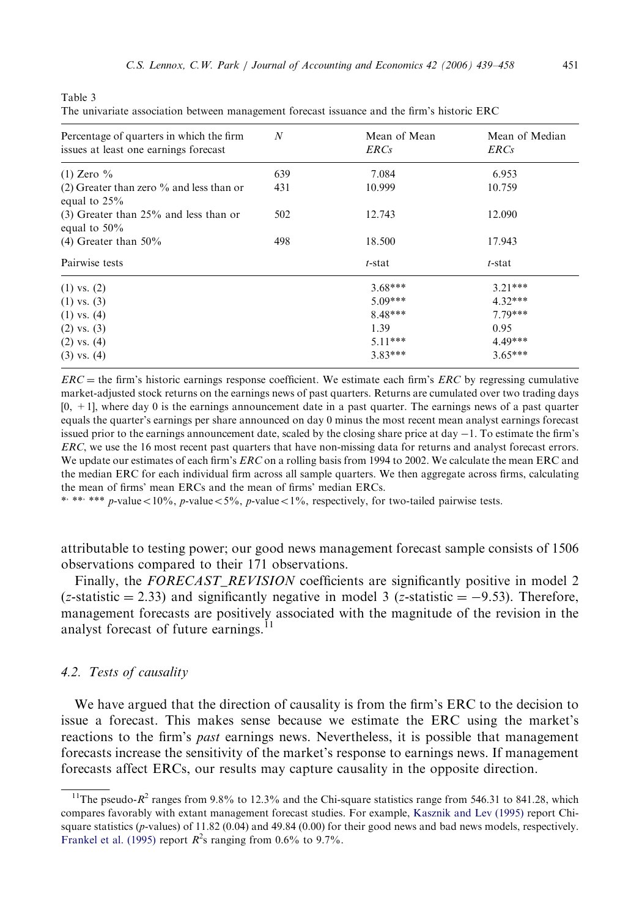Table 3

The univariate association between management forecast issuance and the firm's historic ERC

| Percentage of quarters in which the firm issues at least one earnings forecast | $N$ | Mean of Mean *ERCs* | Mean of Median *ERCs* |
|---|---|---|---|
| (1) Zero % | 639 | 7.084 | 6.953 |
| (2) Greater than zero % and less than or equal to 25% | 431 | 10.999 | 10.759 |
| (3) Greater than 25% and less than or equal to 50% | 502 | 12.743 | 12.090 |
| (4) Greater than 50% | 498 | 18.500 | 17.943 |
| Pairwise tests | | *t*-stat | *t*-stat |
| (1) vs. (2) | | 3.68*** | 3.21*** |
| (1) vs. (3) | | 5.09*** | 4.32*** |
| (1) vs. (4) | | 8.48*** | 7.79*** |
| (2) vs. (3) | | 1.39 | 0.95 |
| (2) vs. (4) | | 5.11*** | 4.49*** |
| (3) vs. (4) | | 3.83*** | 3.65*** |

*ERC* = the firm's historic earnings response coefficient. We estimate each firm's *ERC* by regressing cumulative market-adjusted stock returns on the earnings news of past quarters. Returns are cumulated over two trading days [0, +1], where day 0 is the earnings announcement date in a past quarter. The earnings news of a past quarter equals the quarter's earnings per share announced on day 0 minus the most recent mean analyst earnings forecast issued prior to the earnings announcement date, scaled by the closing share price at day −1. To estimate the firm's *ERC*, we use the 16 most recent past quarters that have non-missing data for returns and analyst forecast errors. We update our estimates of each firm's *ERC* on a rolling basis from 1994 to 2002. We calculate the mean ERC and the median ERC for each individual firm across all sample quarters. We then aggregate across firms, calculating the mean of firms' mean ERCs and the mean of firms' median ERCs.

*, **, *** $p$-value < 10%, $p$-value < 5%, $p$-value < 1%, respectively, for two-tailed pairwise tests.

attributable to testing power; our good news management forecast sample consists of 1506 observations compared to their 171 observations.

Finally, the *FORECAST_REVISION* coefficients are significantly positive in model 2 ($z$-statistic = 2.33) and significantly negative in model 3 ($z$-statistic = −9.53). Therefore, management forecasts are positively associated with the magnitude of the revision in the analyst forecast of future earnings.[11]

### 4.2. Tests of causality

We have argued that the direction of causality is from the firm's ERC to the decision to issue a forecast. This makes sense because we estimate the ERC using the market's reactions to the firm's *past* earnings news. Nevertheless, it is possible that management forecasts increase the sensitivity of the market's response to earnings news. If management forecasts affect ERCs, our results may capture causality in the opposite direction.

[11] The pseudo-$R^2$ ranges from 9.8% to 12.3% and the Chi-square statistics range from 546.31 to 841.28, which compares favorably with extant management forecast studies. For example, Kasznik and Lev (1995) report Chi-square statistics ($p$-values) of 11.82 (0.04) and 49.84 (0.00) for their good news and bad news models, respectively. Frankel et al. (1995) report $R^2$s ranging from 0.6% to 9.7%.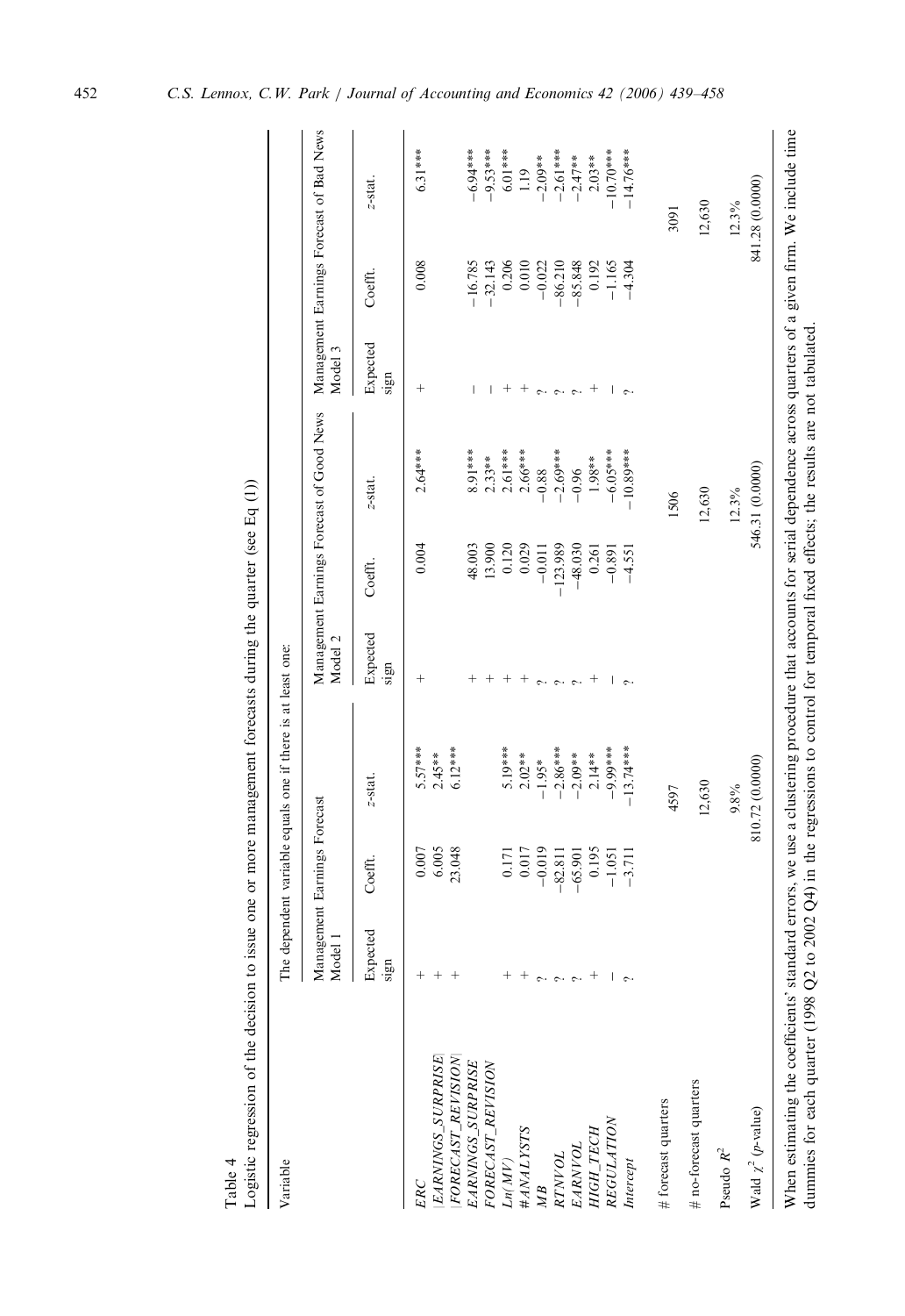Table 4
Logistic regression of the decision to issue one or more management forecasts during the quarter (see Eq (1))

| Variable | The dependent variable equals one if there is at least one: | | | | | | | | |
|---|---|---|---|---|---|---|---|---|---|
| | Management Earnings Forecast Model 1 | | | Management Earnings Forecast of Good News Model 2 | | | Management Earnings Forecast of Bad News Model 3 | | |
| | Expected sign | Coefft. | z-stat. | Expected sign | Coefft. | z-stat. | Expected sign | Coefft. | z-stat. |
| *ERC* | + | 0.007 | 5.57*** | + | 0.004 | 2.64*** | + | 0.008 | 6.31*** |
| \|*EARNINGS_SURPRISE*\| | + | 6.005 | 2.45** | | | | | | |
| \|*FORECAST_REVISION*\| | + | 23.048 | 6.12*** | | | | | | |
| *EARNINGS_SURPRISE* | | | | + | 48.003 | 8.91*** | − | −16.785 | −6.94*** |
| *FORECAST_REVISION* | | | | + | 13.900 | 2.33** | − | −32.143 | −9.53*** |
| *Ln(MV)* | + | 0.171 | 5.19*** | + | 0.120 | 2.61*** | + | 0.206 | 6.01*** |
| *#ANALYSTS* | + | 0.017 | 2.02** | + | 0.029 | 2.66*** | + | 0.010 | 1.19 |
| *MB* | ? | −0.019 | −1.95* | ? | −0.011 | −0.88 | ? | −0.022 | −2.09** |
| *RTNVOL* | ? | −82.811 | −2.86*** | ? | −123.989 | −2.69*** | ? | −86.210 | −2.61*** |
| *EARNVOL* | ? | −65.901 | −2.09** | ? | −48.030 | −0.96 | ? | −85.848 | −2.47** |
| *HIGH_TECH* | + | 0.195 | 2.14** | + | 0.261 | 1.98** | + | 0.192 | 2.03** |
| *REGULATION* | − | −1.051 | −9.99*** | − | −0.891 | −6.05*** | − | −1.165 | −10.70*** |
| *Intercept* | ? | −3.711 | −13.74*** | ? | −4.551 | −10.89*** | ? | −4.304 | −14.76*** |
| # forecast quarters | | 4597 | | | 1506 | | | 3091 | |
| # no-forecast quarters | | 12,630 | | | 12,630 | | | 12,630 | |
| Pseudo $R^2$ | | 9.8% | | | 12.3% | | | 12.3% | |
| Wald $\chi^2$ (p-value) | | 810.72 (0.0000) | | | 546.31 (0.0000) | | | 841.28 (0.0000) | |

When estimating the coefficients' standard errors, we use a clustering procedure that accounts for serial dependence across quarters of a given firm. We include time dummies for each quarter (1998 Q2 to 2002 Q4) in the regressions to control for temporal fixed effects; the results are not tabulated.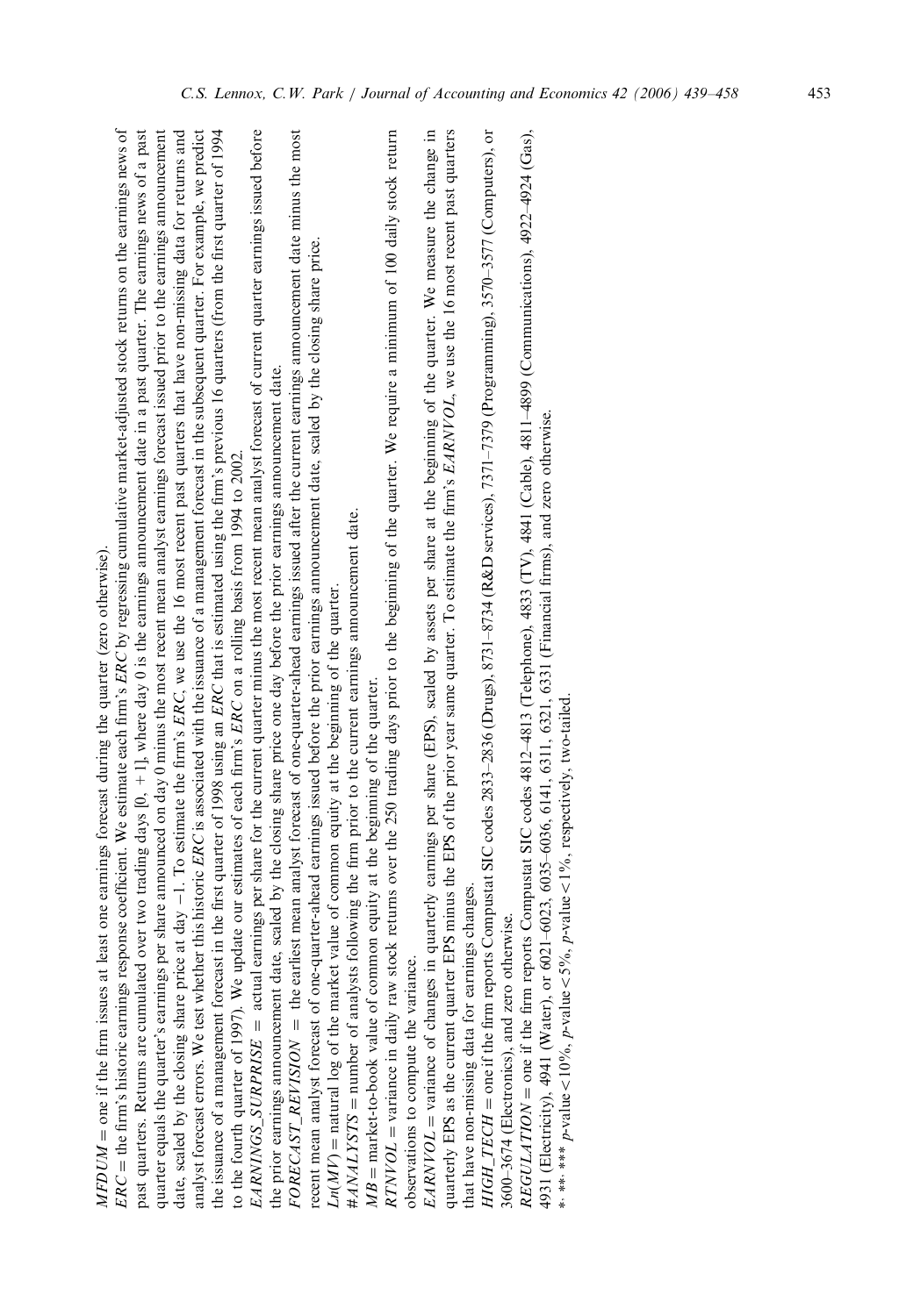*MFDUM* = one if the firm issues at least one earnings forecast during the quarter (zero otherwise).

*ERC* = the firm's historic earnings response coefficient. We estimate each firm's *ERC* by regressing cumulative market-adjusted stock returns on the earnings news of past quarters. Returns are cumulated over two trading days [0, +1], where day 0 is the earnings announcement date in a past quarter. The earnings news of a past quarter equals the quarter's earnings per share announced on day 0 minus the most recent mean analyst earnings forecast issued prior to the earnings announcement date, scaled by the closing share price at day −1. To estimate the firm's *ERC*, we use the 16 most recent past quarters that have non-missing data for returns and analyst forecast errors. We test whether this historic *ERC* is associated with the issuance of a management forecast in the subsequent quarter. For example, we predict the issuance of a management forecast in the first quarter of 1998 using an *ERC* that is estimated using the firm's previous 16 quarters (from the first quarter of 1994 to the fourth quarter of 1997). We update our estimates of each firm's *ERC* on a rolling basis from 1994 to 2002.

*EARNINGS_SURPRISE* = actual earnings per share for the current quarter minus the most recent mean analyst forecast of current quarter earnings issued before the prior earnings announcement date, scaled by the closing share price one day before the prior earnings announcement date.

*FORECAST_REVISION* = the earliest mean analyst forecast of one-quarter-ahead earnings issued after the current earnings announcement date minus the most recent mean analyst forecast of one-quarter-ahead earnings issued before the prior earnings announcement date, scaled by the closing share price.

*Ln(MV)* = natural log of the market value of common equity at the beginning of the quarter.

*#ANALYSTS* = number of analysts following the firm prior to the current earnings announcement date.

*MB* = market-to-book value of common equity at the beginning of the quarter.

*RTNVOL* = variance in daily raw stock returns over the 250 trading days prior to the beginning of the quarter. We require a minimum of 100 daily stock return observations to compute the variance.

*EARNVOL* = variance of changes in quarterly earnings per share (EPS), scaled by assets per share at the beginning of the quarter. We measure the change in quarterly EPS as the current quarter EPS minus the EPS of the prior year same quarter. To estimate the firm's *EARNVOL*, we use the 16 most recent past quarters that have non-missing data for earnings changes.

*HIGH_TECH* = one if the firm reports Compustat SIC codes 2833–2836 (Drugs), 8731–8734 (R&D services), 7371–7379 (Programming), 3570–3577 (Computers), or 3600–3674 (Electronics), and zero otherwise.

*REGULATION* = one if the firm reports Compustat SIC codes 4812–4813 (Telephone), 4833 (TV), 4841 (Cable), 4811–4899 (Communications), 4922–4924 (Gas), 4931 (Electricity), 4941 (Water), or 6021–6023, 6035–6036, 6141, 6311, 6321, 6331 (Financial firms), and zero otherwise.

*, **, *** $p$-value < 10%, $p$-value < 5%, $p$-value < 1%, respectively, two-tailed.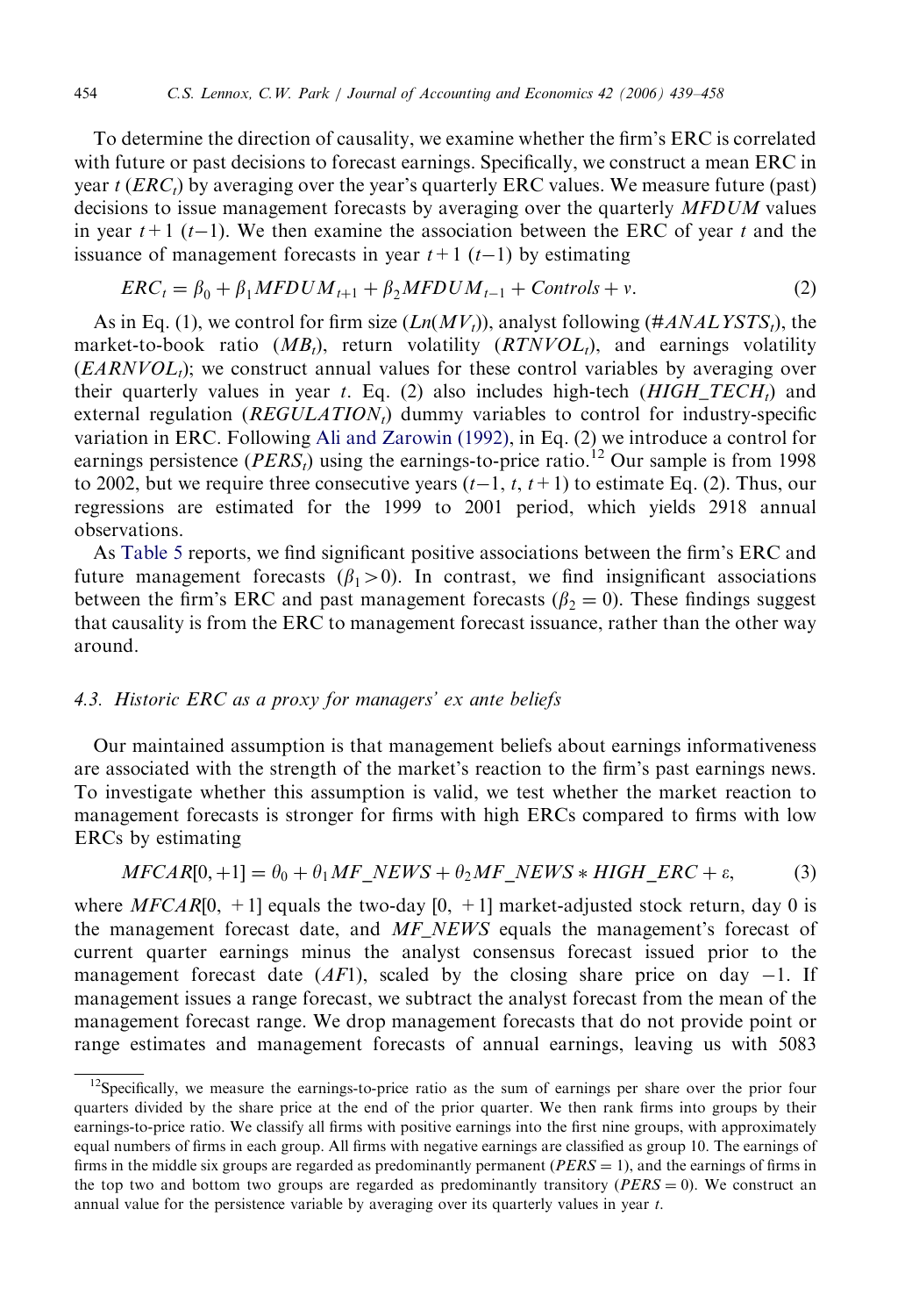To determine the direction of causality, we examine whether the firm's ERC is correlated with future or past decisions to forecast earnings. Specifically, we construct a mean ERC in year $t$ ($ERC_t$) by averaging over the year's quarterly ERC values. We measure future (past) decisions to issue management forecasts by averaging over the quarterly $MFDUM$ values in year $t+1$ ($t-1$). We then examine the association between the ERC of year $t$ and the issuance of management forecasts in year $t+1$ ($t-1$) by estimating

$$ERC_t = \beta_0 + \beta_1 MFDUM_{t+1} + \beta_2 MFDUM_{t-1} + Controls + v. \tag{2}$$

As in Eq. (1), we control for firm size ($Ln(MV_t)$), analyst following ($\#ANALYSTS_t$), the market-to-book ratio ($MB_t$), return volatility ($RTNVOL_t$), and earnings volatility ($EARNVOL_t$); we construct annual values for these control variables by averaging over their quarterly values in year $t$. Eq. (2) also includes high-tech ($HIGH\_TECH_t$) and external regulation ($REGULATION_t$) dummy variables to control for industry-specific variation in ERC. Following Ali and Zarowin (1992), in Eq. (2) we introduce a control for earnings persistence ($PERS_t$) using the earnings-to-price ratio.[12] Our sample is from 1998 to 2002, but we require three consecutive years ($t-1$, $t$, $t+1$) to estimate Eq. (2). Thus, our regressions are estimated for the 1999 to 2001 period, which yields 2918 annual observations.

As Table 5 reports, we find significant positive associations between the firm's ERC and future management forecasts ($\beta_1 > 0$). In contrast, we find insignificant associations between the firm's ERC and past management forecasts ($\beta_2 = 0$). These findings suggest that causality is from the ERC to management forecast issuance, rather than the other way around.

### 4.3. Historic ERC as a proxy for managers' ex ante beliefs

Our maintained assumption is that management beliefs about earnings informativeness are associated with the strength of the market's reaction to the firm's past earnings news. To investigate whether this assumption is valid, we test whether the market reaction to management forecasts is stronger for firms with high ERCs compared to firms with low ERCs by estimating

$$MFCAR[0, +1] = \theta_0 + \theta_1 MF\_NEWS + \theta_2 MF\_NEWS * HIGH\_ERC + \varepsilon, \tag{3}$$

where $MFCAR[0, +1]$ equals the two-day $[0, +1]$ market-adjusted stock return, day 0 is the management forecast date, and $MF\_NEWS$ equals the management's forecast of current quarter earnings minus the analyst consensus forecast issued prior to the management forecast date ($AF1$), scaled by the closing share price on day $-1$. If management issues a range forecast, we subtract the analyst forecast from the mean of the management forecast range. We drop management forecasts that do not provide point or range estimates and management forecasts of annual earnings, leaving us with 5083

[12] Specifically, we measure the earnings-to-price ratio as the sum of earnings per share over the prior four quarters divided by the share price at the end of the prior quarter. We then rank firms into groups by their earnings-to-price ratio. We classify all firms with positive earnings into the first nine groups, with approximately equal numbers of firms in each group. All firms with negative earnings are classified as group 10. The earnings of firms in the middle six groups are regarded as predominantly permanent ($PERS = 1$), and the earnings of firms in the top two and bottom two groups are regarded as predominantly transitory ($PERS = 0$). We construct an annual value for the persistence variable by averaging over its quarterly values in year $t$.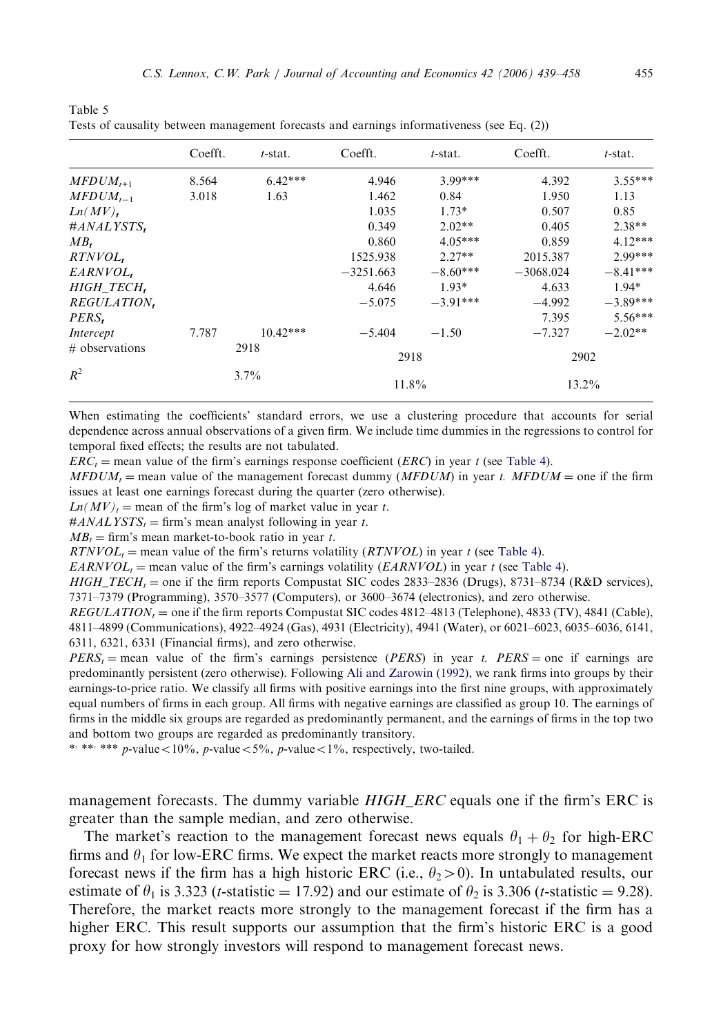Table 5
Tests of causality between management forecasts and earnings informativeness (see Eq. (2))

| | Coefft. | *t*-stat. | Coefft. | *t*-stat. | Coefft. | *t*-stat. |
|---|---|---|---|---|---|---|
| $MFDUM_{t+1}$ | 8.564 | 6.42*** | 4.946 | 3.99*** | 4.392 | 3.55*** |
| $MFDUM_{t-1}$ | 3.018 | 1.63 | 1.462 | 0.84 | 1.950 | 1.13 |
| $Ln(MV)_t$ | | | 1.035 | 1.73* | 0.507 | 0.85 |
| $\#ANALYSTS_t$ | | | 0.349 | 2.02** | 0.405 | 2.38** |
| $MB_t$ | | | 0.860 | 4.05*** | 0.859 | 4.12*** |
| $RTNVOL_t$ | | | 1525.938 | 2.27** | 2015.387 | 2.99*** |
| $EARNVOL_t$ | | | −3251.663 | −8.60*** | −3068.024 | −8.41*** |
| $HIGH\_TECH_t$ | | | 4.646 | 1.93* | 4.633 | 1.94* |
| $REGULATION_t$ | | | −5.075 | −3.91*** | −4.992 | −3.89*** |
| $PERS_t$ | | | | | 7.395 | 5.56*** |
| *Intercept* | 7.787 | 10.42*** | −5.404 | −1.50 | −7.327 | −2.02** |
| # observations | 2918 | | 2918 | | 2902 | |
| $R^2$ | 3.7% | | 11.8% | | 13.2% | |

When estimating the coefficients' standard errors, we use a clustering procedure that accounts for serial dependence across annual observations of a given firm. We include time dummies in the regressions to control for temporal fixed effects; the results are not tabulated.

$ERC_t$ = mean value of the firm's earnings response coefficient (*ERC*) in year *t* (see Table 4).

$MFDUM_t$ = mean value of the management forecast dummy (*MFDUM*) in year *t*. *MFDUM* = one if the firm issues at least one earnings forecast during the quarter (zero otherwise).

$Ln(MV)_t$ = mean of the firm's log of market value in year *t*.

$\#ANALYSTS_t$ = firm's mean analyst following in year *t*.

$MB_t$ = firm's mean market-to-book ratio in year *t*.

$RTNVOL_t$ = mean value of the firm's returns volatility (*RTNVOL*) in year *t* (see Table 4).

$EARNVOL_t$ = mean value of the firm's earnings volatility (*EARNVOL*) in year *t* (see Table 4).

$HIGH\_TECH_t$ = one if the firm reports Compustat SIC codes 2833–2836 (Drugs), 8731–8734 (R&D services), 7371–7379 (Programming), 3570–3577 (Computers), or 3600–3674 (electronics), and zero otherwise.

$REGULATION_t$ = one if the firm reports Compustat SIC codes 4812–4813 (Telephone), 4833 (TV), 4841 (Cable), 4811–4899 (Communications), 4922–4924 (Gas), 4931 (Electricity), 4941 (Water), or 6021–6023, 6035–6036, 6141, 6311, 6321, 6331 (Financial firms), and zero otherwise.

$PERS_t$ = mean value of the firm's earnings persistence (*PERS*) in year *t*. *PERS* = one if earnings are predominantly persistent (zero otherwise). Following Ali and Zarowin (1992), we rank firms into groups by their earnings-to-price ratio. We classify all firms with positive earnings into the first nine groups, with approximately equal numbers of firms in each group. All firms with negative earnings are classified as group 10. The earnings of firms in the middle six groups are regarded as predominantly permanent, and the earnings of firms in the top two and bottom two groups are regarded as predominantly transitory.

*, **, *** *p*-value < 10%, *p*-value < 5%, *p*-value < 1%, respectively, two-tailed.

management forecasts. The dummy variable *HIGH_ERC* equals one if the firm's ERC is greater than the sample median, and zero otherwise.

The market's reaction to the management forecast news equals $\theta_1 + \theta_2$ for high-ERC firms and $\theta_1$ for low-ERC firms. We expect the market reacts more strongly to management forecast news if the firm has a high historic ERC (i.e., $\theta_2 > 0$). In untabulated results, our estimate of $\theta_1$ is 3.323 (*t*-statistic = 17.92) and our estimate of $\theta_2$ is 3.306 (*t*-statistic = 9.28). Therefore, the market reacts more strongly to the management forecast if the firm has a higher ERC. This result supports our assumption that the firm's historic ERC is a good proxy for how strongly investors will respond to management forecast news.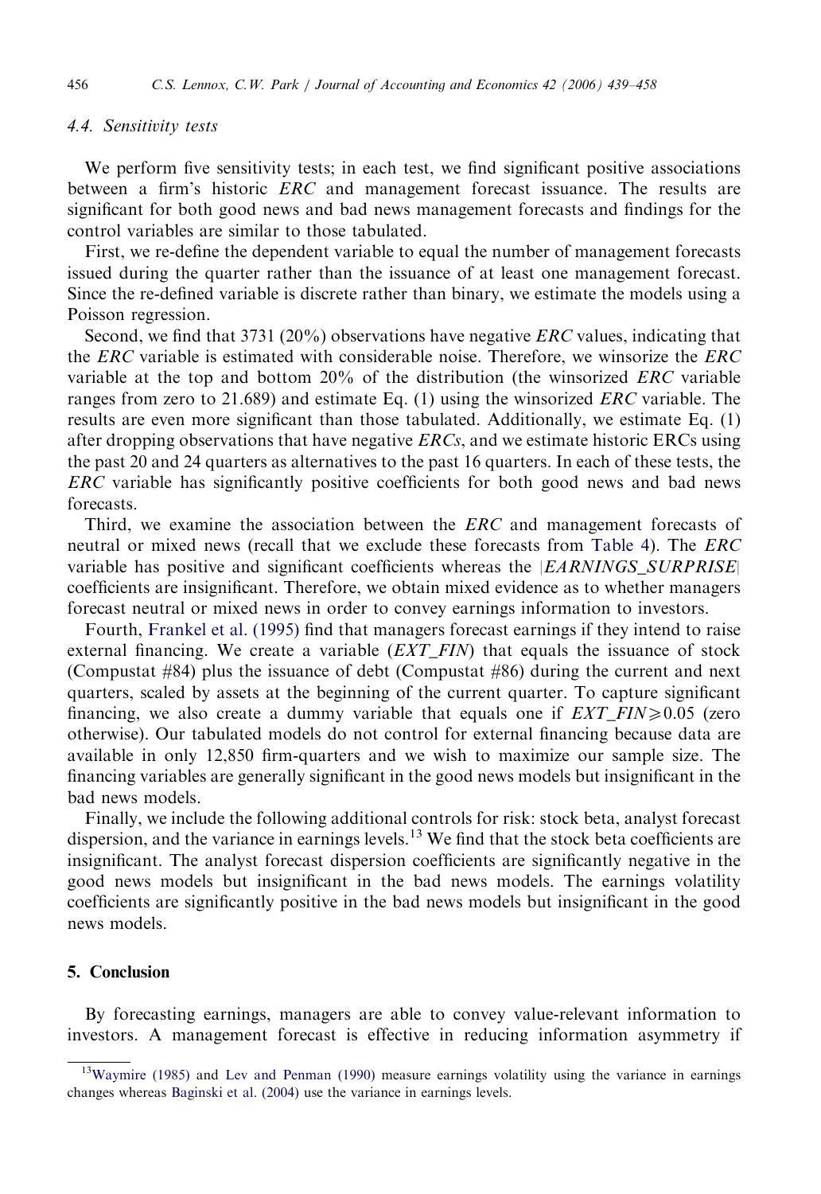### 4.4. Sensitivity tests

We perform five sensitivity tests; in each test, we find significant positive associations between a firm's historic *ERC* and management forecast issuance. The results are significant for both good news and bad news management forecasts and findings for the control variables are similar to those tabulated.

First, we re-define the dependent variable to equal the number of management forecasts issued during the quarter rather than the issuance of at least one management forecast. Since the re-defined variable is discrete rather than binary, we estimate the models using a Poisson regression.

Second, we find that 3731 (20%) observations have negative *ERC* values, indicating that the *ERC* variable is estimated with considerable noise. Therefore, we winsorize the *ERC* variable at the top and bottom 20% of the distribution (the winsorized *ERC* variable ranges from zero to 21.689) and estimate Eq. (1) using the winsorized *ERC* variable. The results are even more significant than those tabulated. Additionally, we estimate Eq. (1) after dropping observations that have negative *ERCs*, and we estimate historic ERCs using the past 20 and 24 quarters as alternatives to the past 16 quarters. In each of these tests, the *ERC* variable has significantly positive coefficients for both good news and bad news forecasts.

Third, we examine the association between the *ERC* and management forecasts of neutral or mixed news (recall that we exclude these forecasts from Table 4). The *ERC* variable has positive and significant coefficients whereas the $|EARNINGS\_SURPRISE|$ coefficients are insignificant. Therefore, we obtain mixed evidence as to whether managers forecast neutral or mixed news in order to convey earnings information to investors.

Fourth, Frankel et al. (1995) find that managers forecast earnings if they intend to raise external financing. We create a variable (*EXT_FIN*) that equals the issuance of stock (Compustat #84) plus the issuance of debt (Compustat #86) during the current and next quarters, scaled by assets at the beginning of the current quarter. To capture significant financing, we also create a dummy variable that equals one if $EXT\_FIN \geqslant 0.05$ (zero otherwise). Our tabulated models do not control for external financing because data are available in only 12,850 firm-quarters and we wish to maximize our sample size. The financing variables are generally significant in the good news models but insignificant in the bad news models.

Finally, we include the following additional controls for risk: stock beta, analyst forecast dispersion, and the variance in earnings levels.[13] We find that the stock beta coefficients are insignificant. The analyst forecast dispersion coefficients are significantly negative in the good news models but insignificant in the bad news models. The earnings volatility coefficients are significantly positive in the bad news models but insignificant in the good news models.

## 5. Conclusion

By forecasting earnings, managers are able to convey value-relevant information to investors. A management forecast is effective in reducing information asymmetry if

---

[13] Waymire (1985) and Lev and Penman (1990) measure earnings volatility using the variance in earnings changes whereas Baginski et al. (2004) use the variance in earnings levels.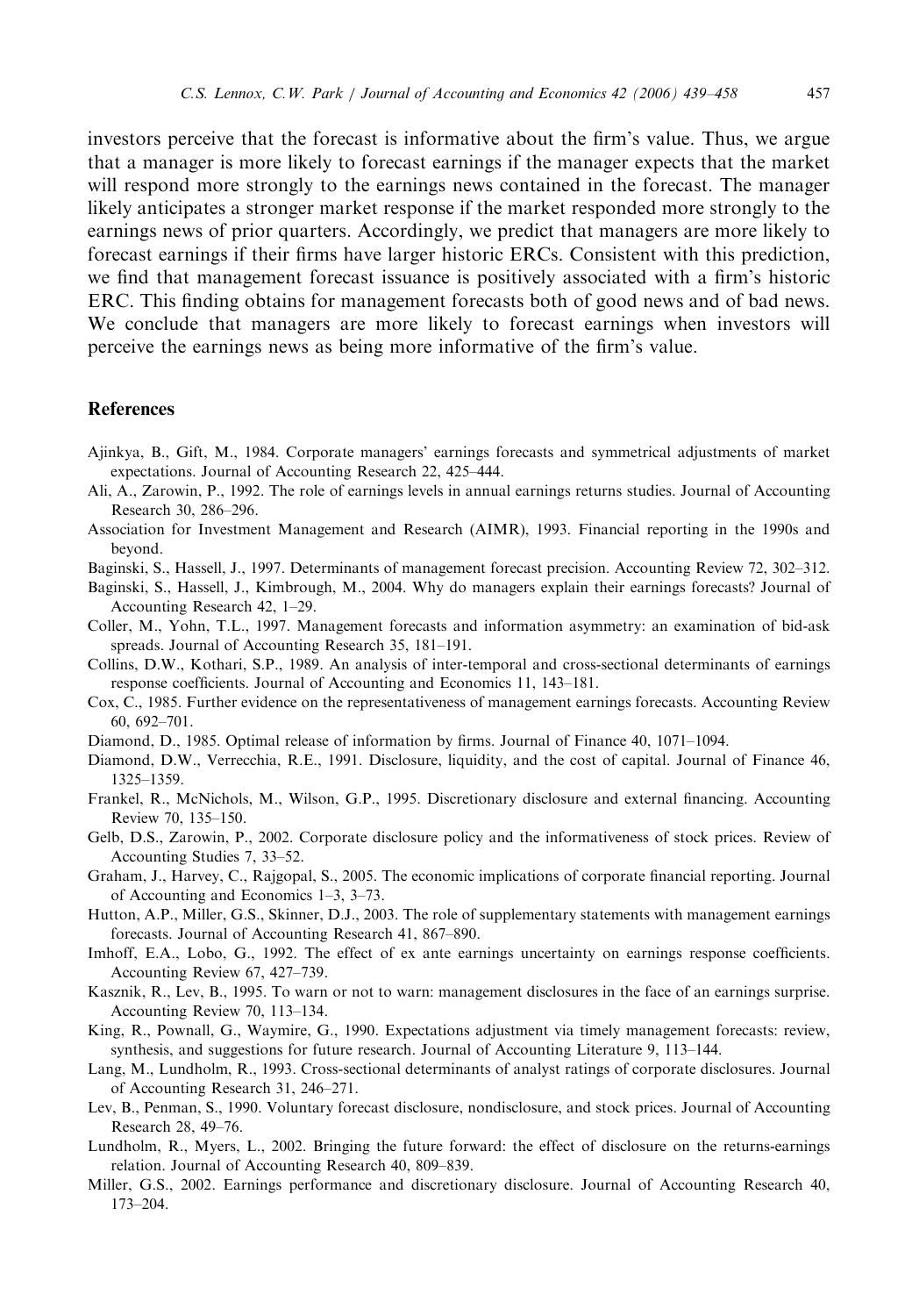investors perceive that the forecast is informative about the firm's value. Thus, we argue that a manager is more likely to forecast earnings if the manager expects that the market will respond more strongly to the earnings news contained in the forecast. The manager likely anticipates a stronger market response if the market responded more strongly to the earnings news of prior quarters. Accordingly, we predict that managers are more likely to forecast earnings if their firms have larger historic ERCs. Consistent with this prediction, we find that management forecast issuance is positively associated with a firm's historic ERC. This finding obtains for management forecasts both of good news and of bad news. We conclude that managers are more likely to forecast earnings when investors will perceive the earnings news as being more informative of the firm's value.

## References

Ajinkya, B., Gift, M., 1984. Corporate managers' earnings forecasts and symmetrical adjustments of market expectations. Journal of Accounting Research 22, 425–444.

Ali, A., Zarowin, P., 1992. The role of earnings levels in annual earnings returns studies. Journal of Accounting Research 30, 286–296.

Association for Investment Management and Research (AIMR), 1993. Financial reporting in the 1990s and beyond.

Baginski, S., Hassell, J., 1997. Determinants of management forecast precision. Accounting Review 72, 302–312.

Baginski, S., Hassell, J., Kimbrough, M., 2004. Why do managers explain their earnings forecasts? Journal of Accounting Research 42, 1–29.

Coller, M., Yohn, T.L., 1997. Management forecasts and information asymmetry: an examination of bid-ask spreads. Journal of Accounting Research 35, 181–191.

Collins, D.W., Kothari, S.P., 1989. An analysis of inter-temporal and cross-sectional determinants of earnings response coefficients. Journal of Accounting and Economics 11, 143–181.

Cox, C., 1985. Further evidence on the representativeness of management earnings forecasts. Accounting Review 60, 692–701.

Diamond, D., 1985. Optimal release of information by firms. Journal of Finance 40, 1071–1094.

Diamond, D.W., Verrecchia, R.E., 1991. Disclosure, liquidity, and the cost of capital. Journal of Finance 46, 1325–1359.

Frankel, R., McNichols, M., Wilson, G.P., 1995. Discretionary disclosure and external financing. Accounting Review 70, 135–150.

Gelb, D.S., Zarowin, P., 2002. Corporate disclosure policy and the informativeness of stock prices. Review of Accounting Studies 7, 33–52.

Graham, J., Harvey, C., Rajgopal, S., 2005. The economic implications of corporate financial reporting. Journal of Accounting and Economics 1–3, 3–73.

Hutton, A.P., Miller, G.S., Skinner, D.J., 2003. The role of supplementary statements with management earnings forecasts. Journal of Accounting Research 41, 867–890.

Imhoff, E.A., Lobo, G., 1992. The effect of ex ante earnings uncertainty on earnings response coefficients. Accounting Review 67, 427–739.

Kasznik, R., Lev, B., 1995. To warn or not to warn: management disclosures in the face of an earnings surprise. Accounting Review 70, 113–134.

King, R., Pownall, G., Waymire, G., 1990. Expectations adjustment via timely management forecasts: review, synthesis, and suggestions for future research. Journal of Accounting Literature 9, 113–144.

Lang, M., Lundholm, R., 1993. Cross-sectional determinants of analyst ratings of corporate disclosures. Journal of Accounting Research 31, 246–271.

Lev, B., Penman, S., 1990. Voluntary forecast disclosure, nondisclosure, and stock prices. Journal of Accounting Research 28, 49–76.

Lundholm, R., Myers, L., 2002. Bringing the future forward: the effect of disclosure on the returns-earnings relation. Journal of Accounting Research 40, 809–839.

Miller, G.S., 2002. Earnings performance and discretionary disclosure. Journal of Accounting Research 40, 173–204.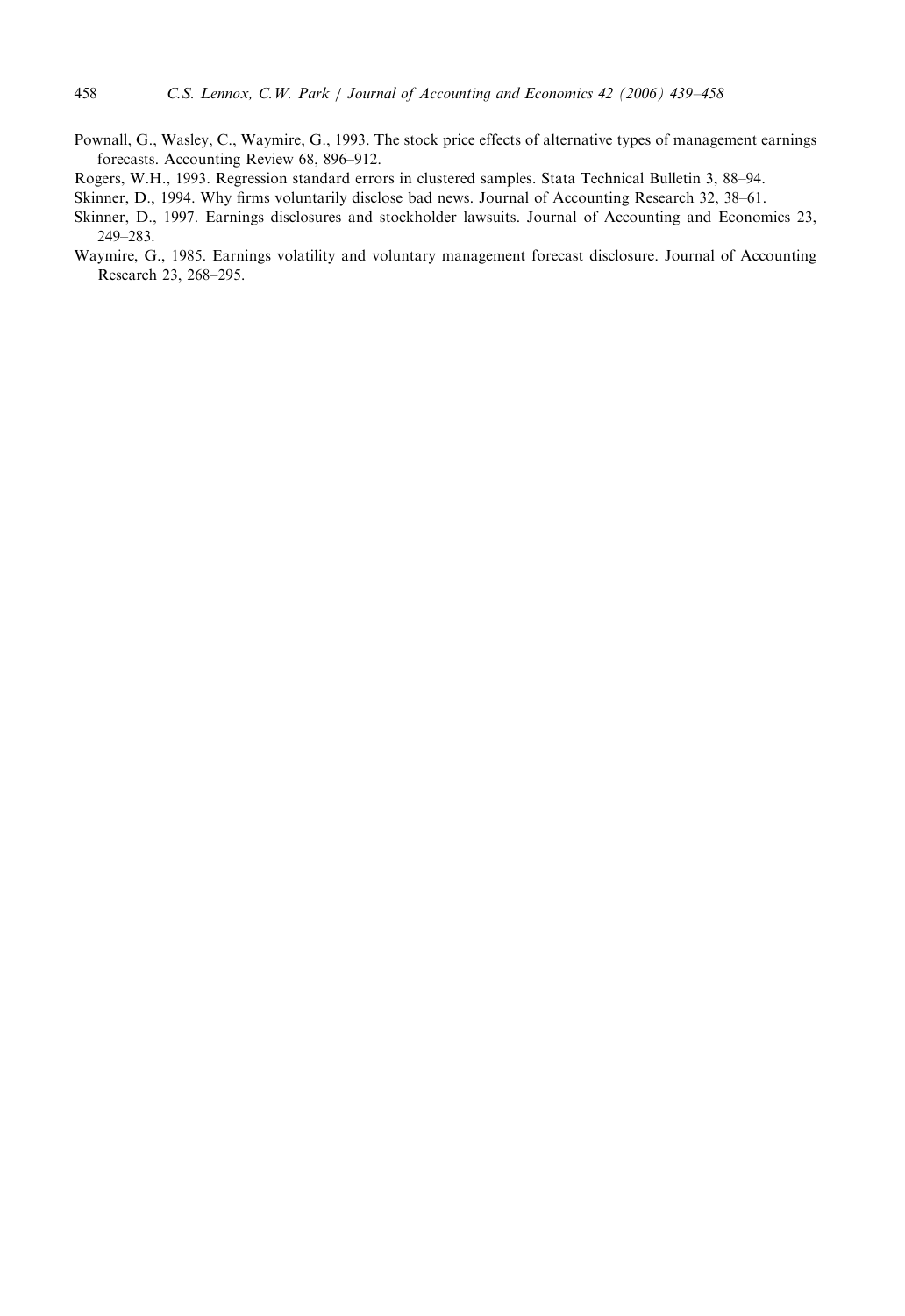Pownall, G., Wasley, C., Waymire, G., 1993. The stock price effects of alternative types of management earnings forecasts. Accounting Review 68, 896–912.

Rogers, W.H., 1993. Regression standard errors in clustered samples. Stata Technical Bulletin 3, 88–94.

Skinner, D., 1994. Why firms voluntarily disclose bad news. Journal of Accounting Research 32, 38–61.

Skinner, D., 1997. Earnings disclosures and stockholder lawsuits. Journal of Accounting and Economics 23, 249–283.

Waymire, G., 1985. Earnings volatility and voluntary management forecast disclosure. Journal of Accounting Research 23, 268–295.